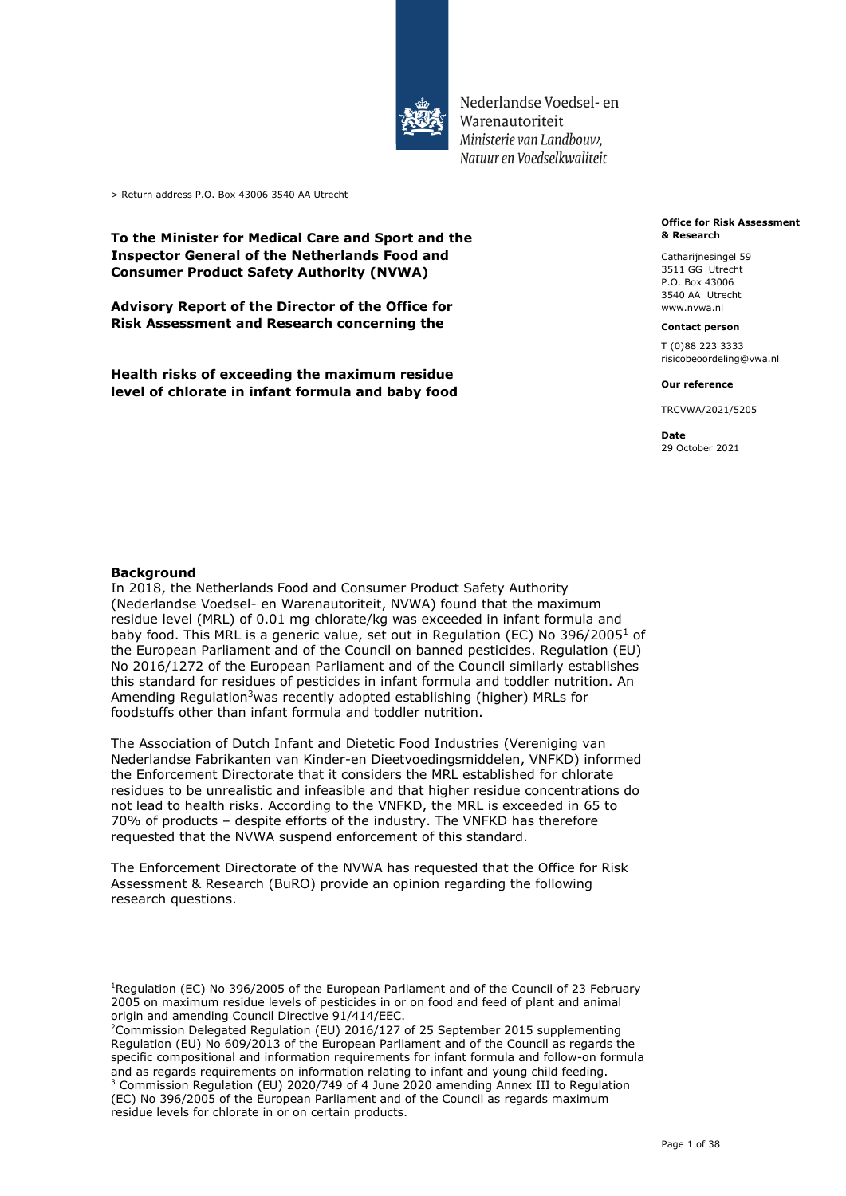Nederlandse Voedsel- en Warenautoriteit
*Ministerie van Landbouw, Natuur en Voedselkwaliteit*

> Return address P.O. Box 43006 3540 AA Utrecht

**Office for Risk Assessment & Research**

Catharijnesingel 59
3511 GG Utrecht
P.O. Box 43006
3540 AA Utrecht
www.nvwa.nl

**Contact person**

T (0)88 223 3333
risicobeoordeling@vwa.nl

**Our reference**

TRCVWA/2021/5205

**Date**

29 October 2021

**To the Minister for Medical Care and Sport and the Inspector General of the Netherlands Food and Consumer Product Safety Authority (NVWA)**

**Advisory Report of the Director of the Office for Risk Assessment and Research concerning the**

**Health risks of exceeding the maximum residue level of chlorate in infant formula and baby food**

## Background

In 2018, the Netherlands Food and Consumer Product Safety Authority (Nederlandse Voedsel- en Warenautoriteit, NVWA) found that the maximum residue level (MRL) of 0.01 mg chlorate/kg was exceeded in infant formula and baby food. This MRL is a generic value, set out in Regulation (EC) No 396/2005[1] of the European Parliament and of the Council on banned pesticides. Regulation (EU) No 2016/1272 of the European Parliament and of the Council similarly establishes this standard for residues of pesticides in infant formula and toddler nutrition. An Amending Regulation[3]was recently adopted establishing (higher) MRLs for foodstuffs other than infant formula and toddler nutrition.

The Association of Dutch Infant and Dietetic Food Industries (Vereniging van Nederlandse Fabrikanten van Kinder-en Dieetvoedingsmiddelen, VNFKD) informed the Enforcement Directorate that it considers the MRL established for chlorate residues to be unrealistic and infeasible and that higher residue concentrations do not lead to health risks. According to the VNFKD, the MRL is exceeded in 65 to 70% of products – despite efforts of the industry. The VNFKD has therefore requested that the NVWA suspend enforcement of this standard.

The Enforcement Directorate of the NVWA has requested that the Office for Risk Assessment & Research (BuRO) provide an opinion regarding the following research questions.

[1]Regulation (EC) No 396/2005 of the European Parliament and of the Council of 23 February 2005 on maximum residue levels of pesticides in or on food and feed of plant and animal origin and amending Council Directive 91/414/EEC.

[2]Commission Delegated Regulation (EU) 2016/127 of 25 September 2015 supplementing Regulation (EU) No 609/2013 of the European Parliament and of the Council as regards the specific compositional and information requirements for infant formula and follow-on formula and as regards requirements on information relating to infant and young child feeding.

[3] Commission Regulation (EU) 2020/749 of 4 June 2020 amending Annex III to Regulation (EC) No 396/2005 of the European Parliament and of the Council as regards maximum residue levels for chlorate in or on certain products.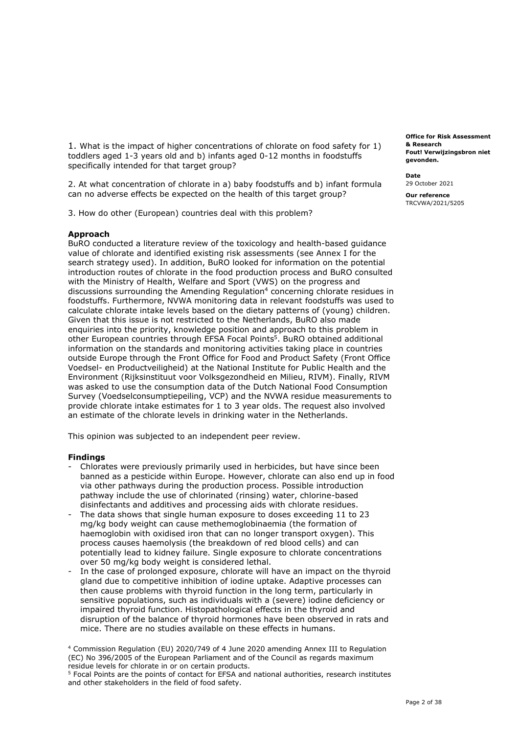1. What is the impact of higher concentrations of chlorate on food safety for 1) toddlers aged 1-3 years old and b) infants aged 0-12 months in foodstuffs specifically intended for that target group?

2. At what concentration of chlorate in a) baby foodstuffs and b) infant formula can no adverse effects be expected on the health of this target group?

3. How do other (European) countries deal with this problem?

**Office for Risk Assessment & Research**
**Fout! Verwijzingsbron niet gevonden.**

**Date**
29 October 2021

**Our reference**
TRCVWA/2021/5205

**Approach**

BuRO conducted a literature review of the toxicology and health-based guidance value of chlorate and identified existing risk assessments (see Annex I for the search strategy used). In addition, BuRO looked for information on the potential introduction routes of chlorate in the food production process and BuRO consulted with the Ministry of Health, Welfare and Sport (VWS) on the progress and discussions surrounding the Amending Regulation[4] concerning chlorate residues in foodstuffs. Furthermore, NVWA monitoring data in relevant foodstuffs was used to calculate chlorate intake levels based on the dietary patterns of (young) children. Given that this issue is not restricted to the Netherlands, BuRO also made enquiries into the priority, knowledge position and approach to this problem in other European countries through EFSA Focal Points[5]. BuRO obtained additional information on the standards and monitoring activities taking place in countries outside Europe through the Front Office for Food and Product Safety (Front Office Voedsel- en Productveiligheid) at the National Institute for Public Health and the Environment (Rijksinstituut voor Volksgezondheid en Milieu, RIVM). Finally, RIVM was asked to use the consumption data of the Dutch National Food Consumption Survey (Voedselconsumptiepeiling, VCP) and the NVWA residue measurements to provide chlorate intake estimates for 1 to 3 year olds. The request also involved an estimate of the chlorate levels in drinking water in the Netherlands.

This opinion was subjected to an independent peer review.

**Findings**

- Chlorates were previously primarily used in herbicides, but have since been banned as a pesticide within Europe. However, chlorate can also end up in food via other pathways during the production process. Possible introduction pathway include the use of chlorinated (rinsing) water, chlorine-based disinfectants and additives and processing aids with chlorate residues.
- The data shows that single human exposure to doses exceeding 11 to 23 mg/kg body weight can cause methemoglobinaemia (the formation of haemoglobin with oxidised iron that can no longer transport oxygen). This process causes haemolysis (the breakdown of red blood cells) and can potentially lead to kidney failure. Single exposure to chlorate concentrations over 50 mg/kg body weight is considered lethal.
- In the case of prolonged exposure, chlorate will have an impact on the thyroid gland due to competitive inhibition of iodine uptake. Adaptive processes can then cause problems with thyroid function in the long term, particularly in sensitive populations, such as individuals with a (severe) iodine deficiency or impaired thyroid function. Histopathological effects in the thyroid and disruption of the balance of thyroid hormones have been observed in rats and mice. There are no studies available on these effects in humans.

[4] Commission Regulation (EU) 2020/749 of 4 June 2020 amending Annex III to Regulation (EC) No 396/2005 of the European Parliament and of the Council as regards maximum residue levels for chlorate in or on certain products.

[5] Focal Points are the points of contact for EFSA and national authorities, research institutes and other stakeholders in the field of food safety.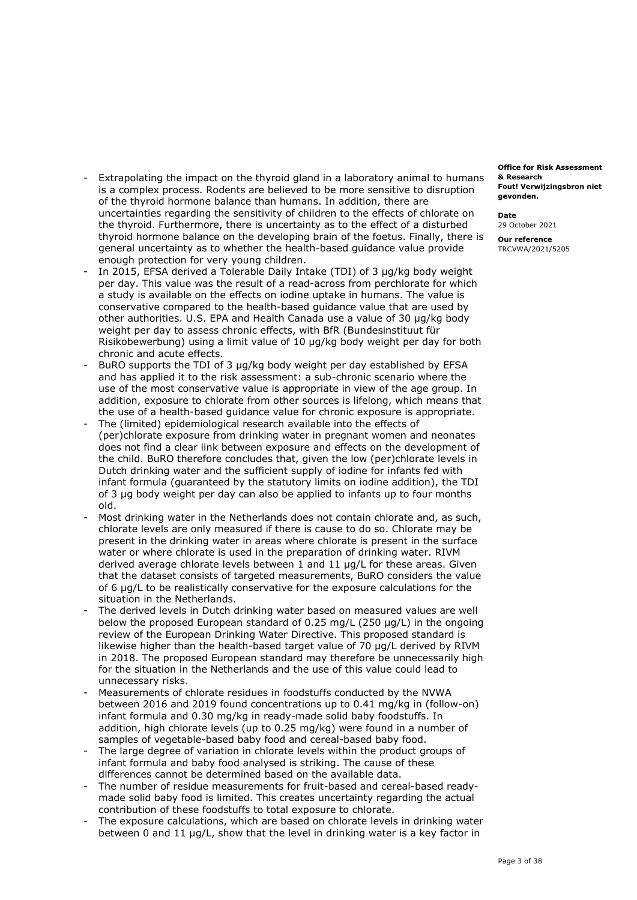- Extrapolating the impact on the thyroid gland in a laboratory animal to humans is a complex process. Rodents are believed to be more sensitive to disruption of the thyroid hormone balance than humans. In addition, there are uncertainties regarding the sensitivity of children to the effects of chlorate on the thyroid. Furthermore, there is uncertainty as to the effect of a disturbed thyroid hormone balance on the developing brain of the foetus. Finally, there is general uncertainty as to whether the health-based guidance value provide enough protection for very young children.
- In 2015, EFSA derived a Tolerable Daily Intake (TDI) of 3 µg/kg body weight per day. This value was the result of a read-across from perchlorate for which a study is available on the effects on iodine uptake in humans. The value is conservative compared to the health-based guidance value that are used by other authorities. U.S. EPA and Health Canada use a value of 30 µg/kg body weight per day to assess chronic effects, with BfR (Bundesinstituut für Risikobewerbung) using a limit value of 10 µg/kg body weight per day for both chronic and acute effects.
- BuRO supports the TDI of 3 µg/kg body weight per day established by EFSA and has applied it to the risk assessment: a sub-chronic scenario where the use of the most conservative value is appropriate in view of the age group. In addition, exposure to chlorate from other sources is lifelong, which means that the use of a health-based guidance value for chronic exposure is appropriate.
- The (limited) epidemiological research available into the effects of (per)chlorate exposure from drinking water in pregnant women and neonates does not find a clear link between exposure and effects on the development of the child. BuRO therefore concludes that, given the low (per)chlorate levels in Dutch drinking water and the sufficient supply of iodine for infants fed with infant formula (guaranteed by the statutory limits on iodine addition), the TDI of 3 µg body weight per day can also be applied to infants up to four months old.
- Most drinking water in the Netherlands does not contain chlorate and, as such, chlorate levels are only measured if there is cause to do so. Chlorate may be present in the drinking water in areas where chlorate is present in the surface water or where chlorate is used in the preparation of drinking water. RIVM derived average chlorate levels between 1 and 11 µg/L for these areas. Given that the dataset consists of targeted measurements, BuRO considers the value of 6 µg/L to be realistically conservative for the exposure calculations for the situation in the Netherlands.
- The derived levels in Dutch drinking water based on measured values are well below the proposed European standard of 0.25 mg/L (250 µg/L) in the ongoing review of the European Drinking Water Directive. This proposed standard is likewise higher than the health-based target value of 70 µg/L derived by RIVM in 2018. The proposed European standard may therefore be unnecessarily high for the situation in the Netherlands and the use of this value could lead to unnecessary risks.
- Measurements of chlorate residues in foodstuffs conducted by the NVWA between 2016 and 2019 found concentrations up to 0.41 mg/kg in (follow-on) infant formula and 0.30 mg/kg in ready-made solid baby foodstuffs. In addition, high chlorate levels (up to 0.25 mg/kg) were found in a number of samples of vegetable-based baby food and cereal-based baby food.
- The large degree of variation in chlorate levels within the product groups of infant formula and baby food analysed is striking. The cause of these differences cannot be determined based on the available data.
- The number of residue measurements for fruit-based and cereal-based ready-made solid baby food is limited. This creates uncertainty regarding the actual contribution of these foodstuffs to total exposure to chlorate.
- The exposure calculations, which are based on chlorate levels in drinking water between 0 and 11 µg/L, show that the level in drinking water is a key factor in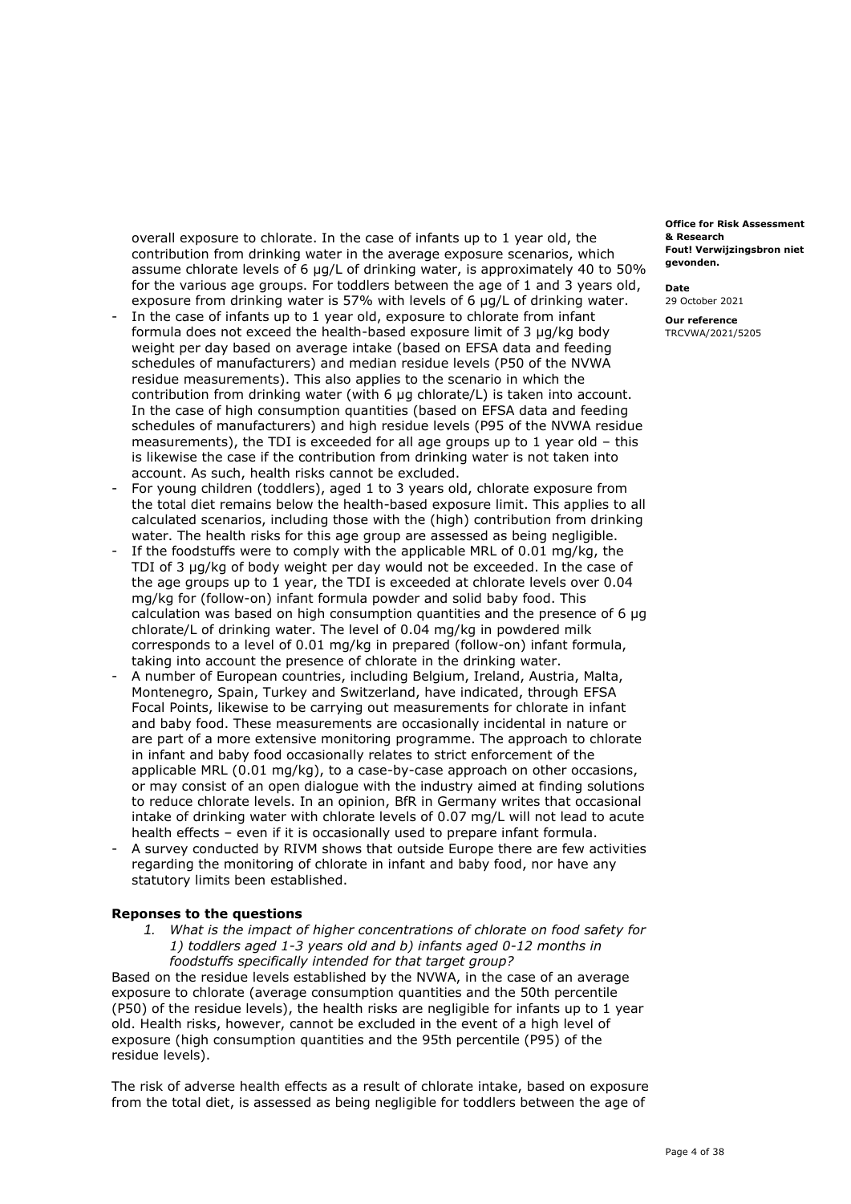overall exposure to chlorate. In the case of infants up to 1 year old, the contribution from drinking water in the average exposure scenarios, which assume chlorate levels of 6 µg/L of drinking water, is approximately 40 to 50% for the various age groups. For toddlers between the age of 1 and 3 years old, exposure from drinking water is 57% with levels of 6 µg/L of drinking water.

- In the case of infants up to 1 year old, exposure to chlorate from infant formula does not exceed the health-based exposure limit of 3 µg/kg body weight per day based on average intake (based on EFSA data and feeding schedules of manufacturers) and median residue levels (P50 of the NVWA residue measurements). This also applies to the scenario in which the contribution from drinking water (with 6 µg chlorate/L) is taken into account. In the case of high consumption quantities (based on EFSA data and feeding schedules of manufacturers) and high residue levels (P95 of the NVWA residue measurements), the TDI is exceeded for all age groups up to 1 year old – this is likewise the case if the contribution from drinking water is not taken into account. As such, health risks cannot be excluded.
- For young children (toddlers), aged 1 to 3 years old, chlorate exposure from the total diet remains below the health-based exposure limit. This applies to all calculated scenarios, including those with the (high) contribution from drinking water. The health risks for this age group are assessed as being negligible.
- If the foodstuffs were to comply with the applicable MRL of 0.01 mg/kg, the TDI of 3 µg/kg of body weight per day would not be exceeded. In the case of the age groups up to 1 year, the TDI is exceeded at chlorate levels over 0.04 mg/kg for (follow-on) infant formula powder and solid baby food. This calculation was based on high consumption quantities and the presence of 6 µg chlorate/L of drinking water. The level of 0.04 mg/kg in powdered milk corresponds to a level of 0.01 mg/kg in prepared (follow-on) infant formula, taking into account the presence of chlorate in the drinking water.
- A number of European countries, including Belgium, Ireland, Austria, Malta, Montenegro, Spain, Turkey and Switzerland, have indicated, through EFSA Focal Points, likewise to be carrying out measurements for chlorate in infant and baby food. These measurements are occasionally incidental in nature or are part of a more extensive monitoring programme. The approach to chlorate in infant and baby food occasionally relates to strict enforcement of the applicable MRL (0.01 mg/kg), to a case-by-case approach on other occasions, or may consist of an open dialogue with the industry aimed at finding solutions to reduce chlorate levels. In an opinion, BfR in Germany writes that occasional intake of drinking water with chlorate levels of 0.07 mg/L will not lead to acute health effects – even if it is occasionally used to prepare infant formula.
- A survey conducted by RIVM shows that outside Europe there are few activities regarding the monitoring of chlorate in infant and baby food, nor have any statutory limits been established.

**Reponses to the questions**

1. *What is the impact of higher concentrations of chlorate on food safety for 1) toddlers aged 1-3 years old and b) infants aged 0-12 months in foodstuffs specifically intended for that target group?*

Based on the residue levels established by the NVWA, in the case of an average exposure to chlorate (average consumption quantities and the 50th percentile (P50) of the residue levels), the health risks are negligible for infants up to 1 year old. Health risks, however, cannot be excluded in the event of a high level of exposure (high consumption quantities and the 95th percentile (P95) of the residue levels).

The risk of adverse health effects as a result of chlorate intake, based on exposure from the total diet, is assessed as being negligible for toddlers between the age of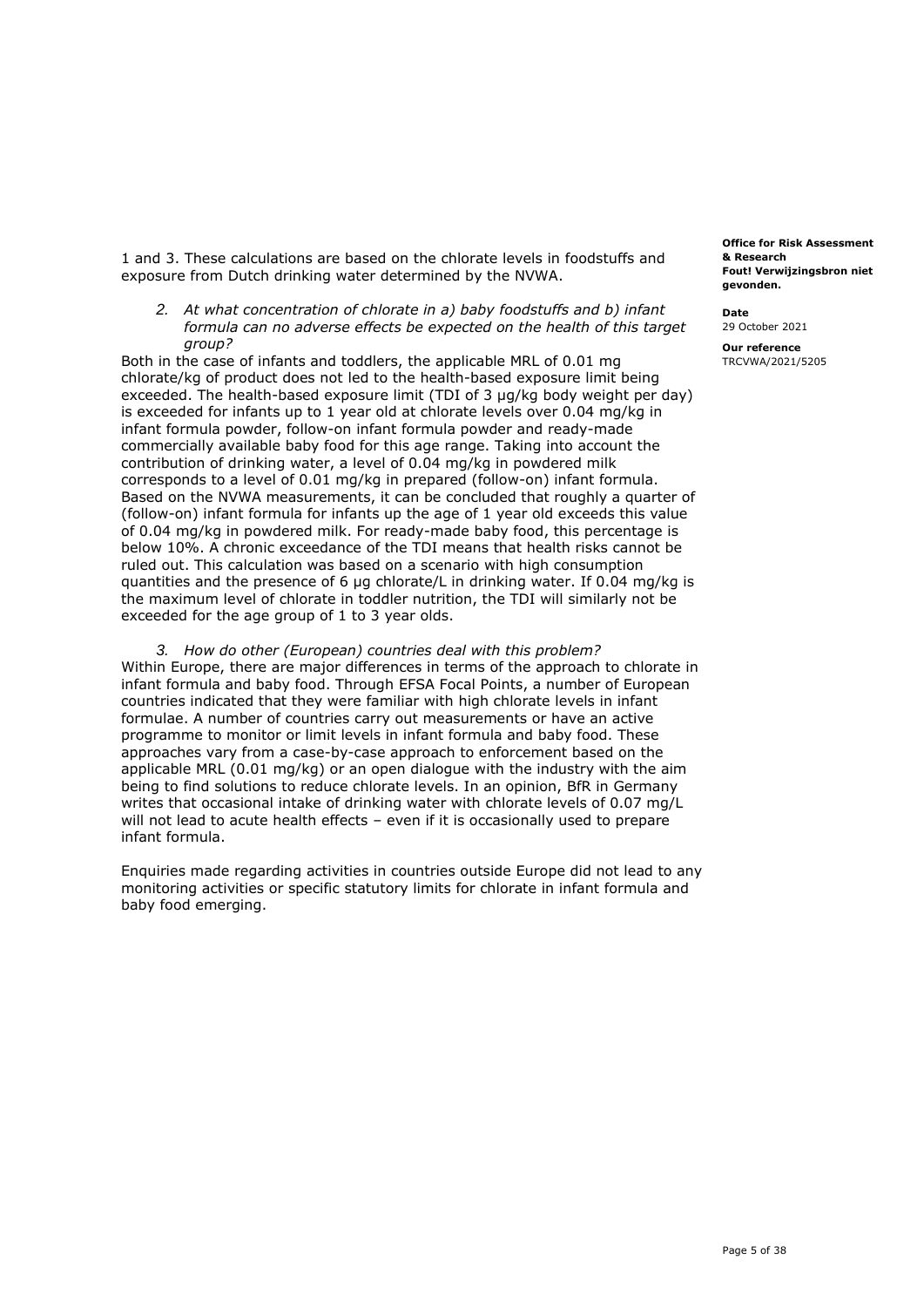1 and 3. These calculations are based on the chlorate levels in foodstuffs and exposure from Dutch drinking water determined by the NVWA.

*2. At what concentration of chlorate in a) baby foodstuffs and b) infant formula can no adverse effects be expected on the health of this target group?*

Both in the case of infants and toddlers, the applicable MRL of 0.01 mg chlorate/kg of product does not led to the health-based exposure limit being exceeded. The health-based exposure limit (TDI of 3 µg/kg body weight per day) is exceeded for infants up to 1 year old at chlorate levels over 0.04 mg/kg in infant formula powder, follow-on infant formula powder and ready-made commercially available baby food for this age range. Taking into account the contribution of drinking water, a level of 0.04 mg/kg in powdered milk corresponds to a level of 0.01 mg/kg in prepared (follow-on) infant formula. Based on the NVWA measurements, it can be concluded that roughly a quarter of (follow-on) infant formula for infants up the age of 1 year old exceeds this value of 0.04 mg/kg in powdered milk. For ready-made baby food, this percentage is below 10%. A chronic exceedance of the TDI means that health risks cannot be ruled out. This calculation was based on a scenario with high consumption quantities and the presence of 6 µg chlorate/L in drinking water. If 0.04 mg/kg is the maximum level of chlorate in toddler nutrition, the TDI will similarly not be exceeded for the age group of 1 to 3 year olds.

*3. How do other (European) countries deal with this problem?*

Within Europe, there are major differences in terms of the approach to chlorate in infant formula and baby food. Through EFSA Focal Points, a number of European countries indicated that they were familiar with high chlorate levels in infant formulae. A number of countries carry out measurements or have an active programme to monitor or limit levels in infant formula and baby food. These approaches vary from a case-by-case approach to enforcement based on the applicable MRL (0.01 mg/kg) or an open dialogue with the industry with the aim being to find solutions to reduce chlorate levels. In an opinion, BfR in Germany writes that occasional intake of drinking water with chlorate levels of 0.07 mg/L will not lead to acute health effects – even if it is occasionally used to prepare infant formula.

Enquiries made regarding activities in countries outside Europe did not lead to any monitoring activities or specific statutory limits for chlorate in infant formula and baby food emerging.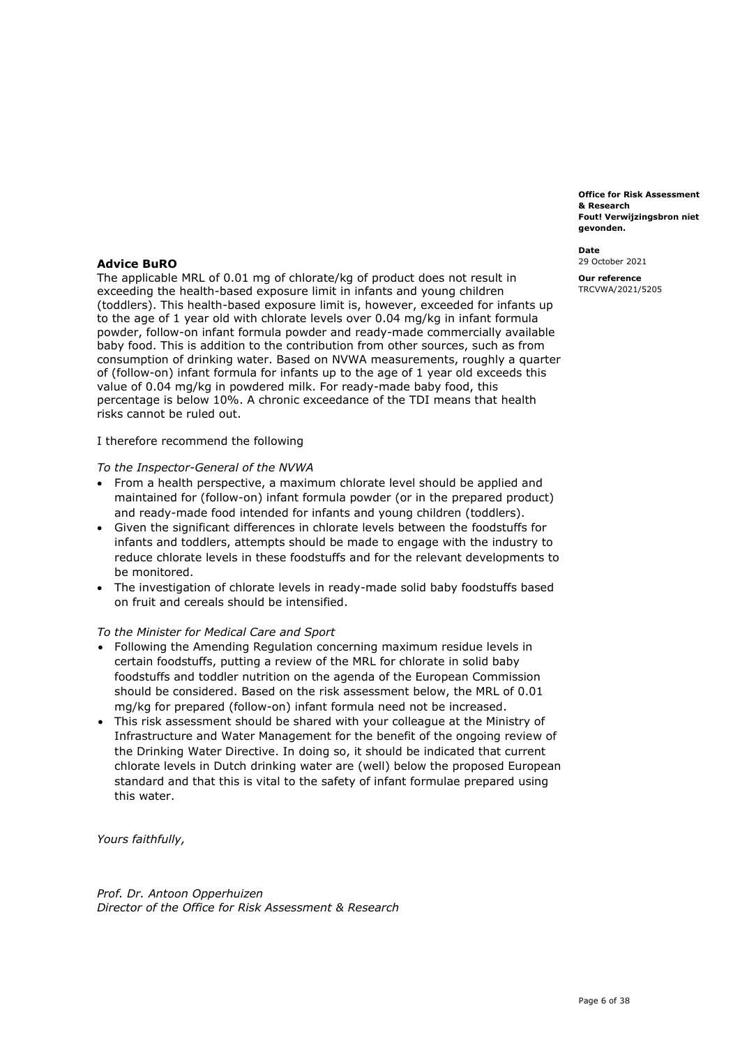## Advice BuRO

The applicable MRL of 0.01 mg of chlorate/kg of product does not result in exceeding the health-based exposure limit in infants and young children (toddlers). This health-based exposure limit is, however, exceeded for infants up to the age of 1 year old with chlorate levels over 0.04 mg/kg in infant formula powder, follow-on infant formula powder and ready-made commercially available baby food. This is addition to the contribution from other sources, such as from consumption of drinking water. Based on NVWA measurements, roughly a quarter of (follow-on) infant formula for infants up to the age of 1 year old exceeds this value of 0.04 mg/kg in powdered milk. For ready-made baby food, this percentage is below 10%. A chronic exceedance of the TDI means that health risks cannot be ruled out.

I therefore recommend the following

*To the Inspector-General of the NVWA*

- From a health perspective, a maximum chlorate level should be applied and maintained for (follow-on) infant formula powder (or in the prepared product) and ready-made food intended for infants and young children (toddlers).
- Given the significant differences in chlorate levels between the foodstuffs for infants and toddlers, attempts should be made to engage with the industry to reduce chlorate levels in these foodstuffs and for the relevant developments to be monitored.
- The investigation of chlorate levels in ready-made solid baby foodstuffs based on fruit and cereals should be intensified.

*To the Minister for Medical Care and Sport*

- Following the Amending Regulation concerning maximum residue levels in certain foodstuffs, putting a review of the MRL for chlorate in solid baby foodstuffs and toddler nutrition on the agenda of the European Commission should be considered. Based on the risk assessment below, the MRL of 0.01 mg/kg for prepared (follow-on) infant formula need not be increased.
- This risk assessment should be shared with your colleague at the Ministry of Infrastructure and Water Management for the benefit of the ongoing review of the Drinking Water Directive. In doing so, it should be indicated that current chlorate levels in Dutch drinking water are (well) below the proposed European standard and that this is vital to the safety of infant formulae prepared using this water.

*Yours faithfully,*

*Prof. Dr. Antoon Opperhuizen*
*Director of the Office for Risk Assessment & Research*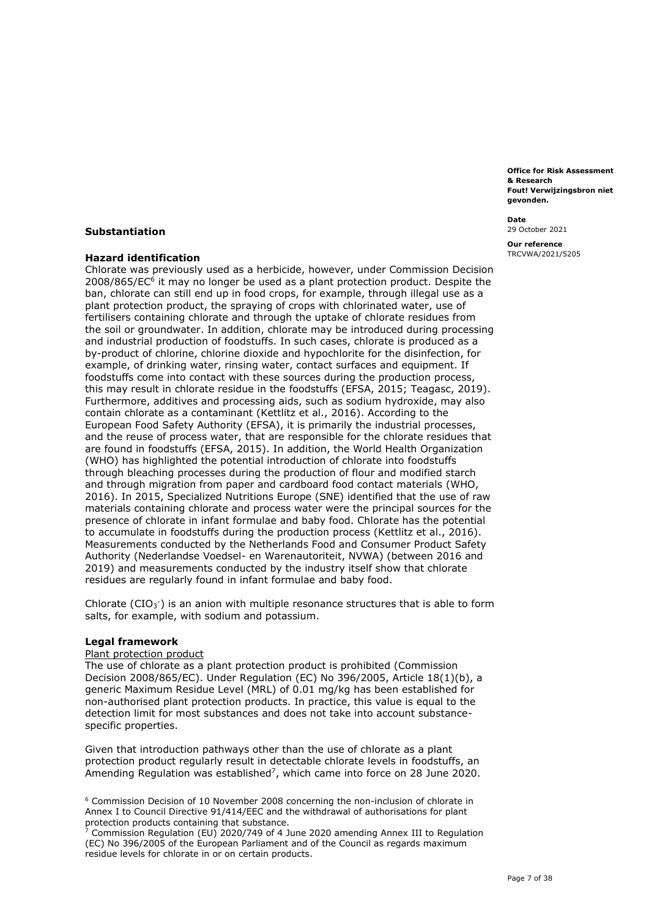## Substantiation

### Hazard identification

Chlorate was previously used as a herbicide, however, under Commission Decision 2008/865/EC[6] it may no longer be used as a plant protection product. Despite the ban, chlorate can still end up in food crops, for example, through illegal use as a plant protection product, the spraying of crops with chlorinated water, use of fertilisers containing chlorate and through the uptake of chlorate residues from the soil or groundwater. In addition, chlorate may be introduced during processing and industrial production of foodstuffs. In such cases, chlorate is produced as a by-product of chlorine, chlorine dioxide and hypochlorite for the disinfection, for example, of drinking water, rinsing water, contact surfaces and equipment. If foodstuffs come into contact with these sources during the production process, this may result in chlorate residue in the foodstuffs (EFSA, 2015; Teagasc, 2019). Furthermore, additives and processing aids, such as sodium hydroxide, may also contain chlorate as a contaminant (Kettlitz et al., 2016). According to the European Food Safety Authority (EFSA), it is primarily the industrial processes, and the reuse of process water, that are responsible for the chlorate residues that are found in foodstuffs (EFSA, 2015). In addition, the World Health Organization (WHO) has highlighted the potential introduction of chlorate into foodstuffs through bleaching processes during the production of flour and modified starch and through migration from paper and cardboard food contact materials (WHO, 2016). In 2015, Specialized Nutritions Europe (SNE) identified that the use of raw materials containing chlorate and process water were the principal sources for the presence of chlorate in infant formulae and baby food. Chlorate has the potential to accumulate in foodstuffs during the production process (Kettlitz et al., 2016). Measurements conducted by the Netherlands Food and Consumer Product Safety Authority (Nederlandse Voedsel- en Warenautoriteit, NVWA) (between 2016 and 2019) and measurements conducted by the industry itself show that chlorate residues are regularly found in infant formulae and baby food.

Chlorate ($ClO_3^-$) is an anion with multiple resonance structures that is able to form salts, for example, with sodium and potassium.

### Legal framework

Plant protection product

The use of chlorate as a plant protection product is prohibited (Commission Decision 2008/865/EC). Under Regulation (EC) No 396/2005, Article 18(1)(b), a generic Maximum Residue Level (MRL) of 0.01 mg/kg has been established for non-authorised plant protection products. In practice, this value is equal to the detection limit for most substances and does not take into account substance-specific properties.

Given that introduction pathways other than the use of chlorate as a plant protection product regularly result in detectable chlorate levels in foodstuffs, an Amending Regulation was established[7], which came into force on 28 June 2020.

[6] Commission Decision of 10 November 2008 concerning the non-inclusion of chlorate in Annex I to Council Directive 91/414/EEC and the withdrawal of authorisations for plant protection products containing that substance.

[7] Commission Regulation (EU) 2020/749 of 4 June 2020 amending Annex III to Regulation (EC) No 396/2005 of the European Parliament and of the Council as regards maximum residue levels for chlorate in or on certain products.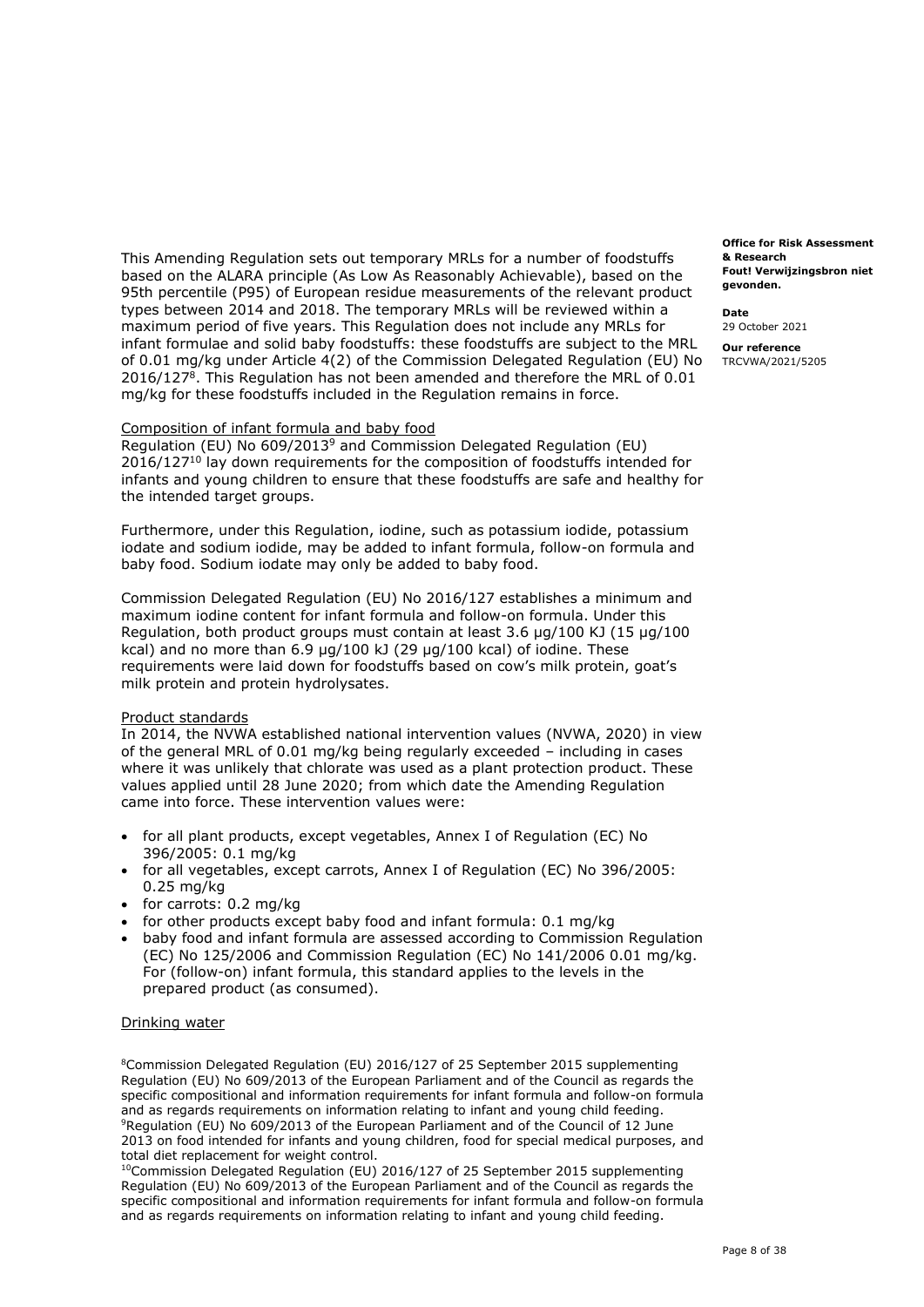This Amending Regulation sets out temporary MRLs for a number of foodstuffs based on the ALARA principle (As Low As Reasonably Achievable), based on the 95th percentile (P95) of European residue measurements of the relevant product types between 2014 and 2018. The temporary MRLs will be reviewed within a maximum period of five years. This Regulation does not include any MRLs for infant formulae and solid baby foodstuffs: these foodstuffs are subject to the MRL of 0.01 mg/kg under Article 4(2) of the Commission Delegated Regulation (EU) No 2016/127[8]. This Regulation has not been amended and therefore the MRL of 0.01 mg/kg for these foodstuffs included in the Regulation remains in force.

Composition of infant formula and baby food

Regulation (EU) No 609/2013[9] and Commission Delegated Regulation (EU) 2016/127[10] lay down requirements for the composition of foodstuffs intended for infants and young children to ensure that these foodstuffs are safe and healthy for the intended target groups.

Furthermore, under this Regulation, iodine, such as potassium iodide, potassium iodate and sodium iodide, may be added to infant formula, follow-on formula and baby food. Sodium iodate may only be added to baby food.

Commission Delegated Regulation (EU) No 2016/127 establishes a minimum and maximum iodine content for infant formula and follow-on formula. Under this Regulation, both product groups must contain at least 3.6 µg/100 KJ (15 µg/100 kcal) and no more than 6.9 µg/100 kJ (29 µg/100 kcal) of iodine. These requirements were laid down for foodstuffs based on cow's milk protein, goat's milk protein and protein hydrolysates.

Product standards

In 2014, the NVWA established national intervention values (NVWA, 2020) in view of the general MRL of 0.01 mg/kg being regularly exceeded – including in cases where it was unlikely that chlorate was used as a plant protection product. These values applied until 28 June 2020; from which date the Amending Regulation came into force. These intervention values were:

- for all plant products, except vegetables, Annex I of Regulation (EC) No 396/2005: 0.1 mg/kg
- for all vegetables, except carrots, Annex I of Regulation (EC) No 396/2005: 0.25 mg/kg
- for carrots: 0.2 mg/kg
- for other products except baby food and infant formula: 0.1 mg/kg
- baby food and infant formula are assessed according to Commission Regulation (EC) No 125/2006 and Commission Regulation (EC) No 141/2006 0.01 mg/kg. For (follow-on) infant formula, this standard applies to the levels in the prepared product (as consumed).

Drinking water

[8]Commission Delegated Regulation (EU) 2016/127 of 25 September 2015 supplementing Regulation (EU) No 609/2013 of the European Parliament and of the Council as regards the specific compositional and information requirements for infant formula and follow-on formula and as regards requirements on information relating to infant and young child feeding.
[9]Regulation (EU) No 609/2013 of the European Parliament and of the Council of 12 June 2013 on food intended for infants and young children, food for special medical purposes, and total diet replacement for weight control.
[10]Commission Delegated Regulation (EU) 2016/127 of 25 September 2015 supplementing Regulation (EU) No 609/2013 of the European Parliament and of the Council as regards the specific compositional and information requirements for infant formula and follow-on formula and as regards requirements on information relating to infant and young child feeding.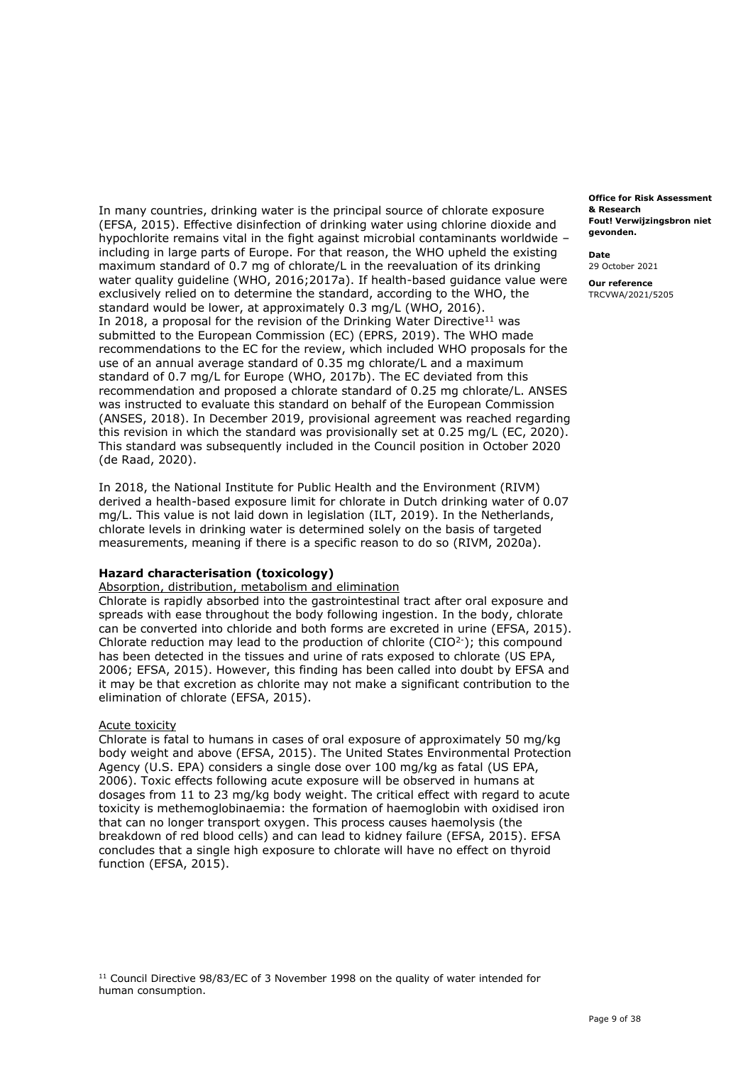In many countries, drinking water is the principal source of chlorate exposure (EFSA, 2015). Effective disinfection of drinking water using chlorine dioxide and hypochlorite remains vital in the fight against microbial contaminants worldwide – including in large parts of Europe. For that reason, the WHO upheld the existing maximum standard of 0.7 mg of chlorate/L in the reevaluation of its drinking water quality guideline (WHO, 2016;2017a). If health-based guidance value were exclusively relied on to determine the standard, according to the WHO, the standard would be lower, at approximately 0.3 mg/L (WHO, 2016).
In 2018, a proposal for the revision of the Drinking Water Directive[11] was submitted to the European Commission (EC) (EPRS, 2019). The WHO made recommendations to the EC for the review, which included WHO proposals for the use of an annual average standard of 0.35 mg chlorate/L and a maximum standard of 0.7 mg/L for Europe (WHO, 2017b). The EC deviated from this recommendation and proposed a chlorate standard of 0.25 mg chlorate/L. ANSES was instructed to evaluate this standard on behalf of the European Commission (ANSES, 2018). In December 2019, provisional agreement was reached regarding this revision in which the standard was provisionally set at 0.25 mg/L (EC, 2020). This standard was subsequently included in the Council position in October 2020 (de Raad, 2020).

In 2018, the National Institute for Public Health and the Environment (RIVM) derived a health-based exposure limit for chlorate in Dutch drinking water of 0.07 mg/L. This value is not laid down in legislation (ILT, 2019). In the Netherlands, chlorate levels in drinking water is determined solely on the basis of targeted measurements, meaning if there is a specific reason to do so (RIVM, 2020a).

### Hazard characterisation (toxicology)

Absorption, distribution, metabolism and elimination

Chlorate is rapidly absorbed into the gastrointestinal tract after oral exposure and spreads with ease throughout the body following ingestion. In the body, chlorate can be converted into chloride and both forms are excreted in urine (EFSA, 2015). Chlorate reduction may lead to the production of chlorite ($ClO^{2-}$); this compound has been detected in the tissues and urine of rats exposed to chlorate (US EPA, 2006; EFSA, 2015). However, this finding has been called into doubt by EFSA and it may be that excretion as chlorite may not make a significant contribution to the elimination of chlorate (EFSA, 2015).

Acute toxicity

Chlorate is fatal to humans in cases of oral exposure of approximately 50 mg/kg body weight and above (EFSA, 2015). The United States Environmental Protection Agency (U.S. EPA) considers a single dose over 100 mg/kg as fatal (US EPA, 2006). Toxic effects following acute exposure will be observed in humans at dosages from 11 to 23 mg/kg body weight. The critical effect with regard to acute toxicity is methemoglobinaemia: the formation of haemoglobin with oxidised iron that can no longer transport oxygen. This process causes haemolysis (the breakdown of red blood cells) and can lead to kidney failure (EFSA, 2015). EFSA concludes that a single high exposure to chlorate will have no effect on thyroid function (EFSA, 2015).

[11] Council Directive 98/83/EC of 3 November 1998 on the quality of water intended for human consumption.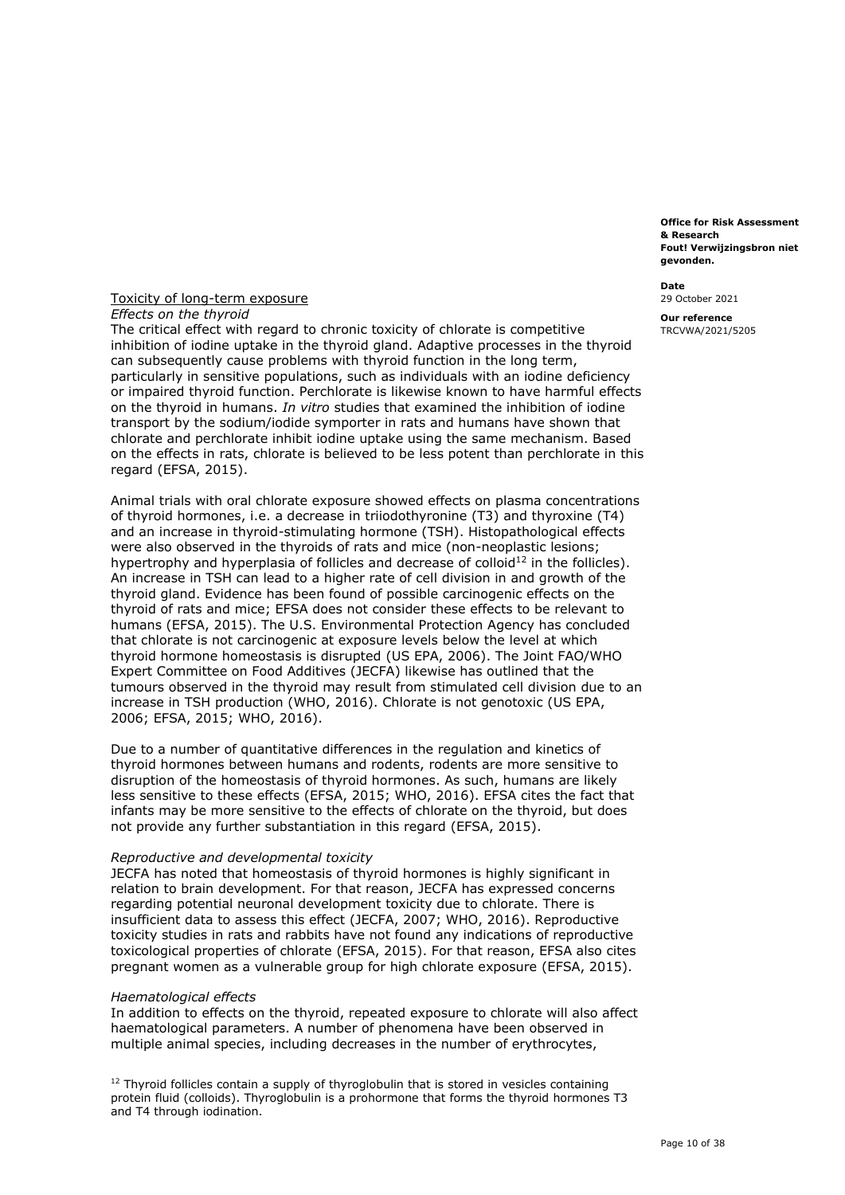Toxicity of long-term exposure

*Effects on the thyroid*

The critical effect with regard to chronic toxicity of chlorate is competitive inhibition of iodine uptake in the thyroid gland. Adaptive processes in the thyroid can subsequently cause problems with thyroid function in the long term, particularly in sensitive populations, such as individuals with an iodine deficiency or impaired thyroid function. Perchlorate is likewise known to have harmful effects on the thyroid in humans. *In vitro* studies that examined the inhibition of iodine transport by the sodium/iodide symporter in rats and humans have shown that chlorate and perchlorate inhibit iodine uptake using the same mechanism. Based on the effects in rats, chlorate is believed to be less potent than perchlorate in this regard (EFSA, 2015).

Animal trials with oral chlorate exposure showed effects on plasma concentrations of thyroid hormones, i.e. a decrease in triiodothyronine (T3) and thyroxine (T4) and an increase in thyroid-stimulating hormone (TSH). Histopathological effects were also observed in the thyroids of rats and mice (non-neoplastic lesions; hypertrophy and hyperplasia of follicles and decrease of colloid[12] in the follicles). An increase in TSH can lead to a higher rate of cell division in and growth of the thyroid gland. Evidence has been found of possible carcinogenic effects on the thyroid of rats and mice; EFSA does not consider these effects to be relevant to humans (EFSA, 2015). The U.S. Environmental Protection Agency has concluded that chlorate is not carcinogenic at exposure levels below the level at which thyroid hormone homeostasis is disrupted (US EPA, 2006). The Joint FAO/WHO Expert Committee on Food Additives (JECFA) likewise has outlined that the tumours observed in the thyroid may result from stimulated cell division due to an increase in TSH production (WHO, 2016). Chlorate is not genotoxic (US EPA, 2006; EFSA, 2015; WHO, 2016).

Due to a number of quantitative differences in the regulation and kinetics of thyroid hormones between humans and rodents, rodents are more sensitive to disruption of the homeostasis of thyroid hormones. As such, humans are likely less sensitive to these effects (EFSA, 2015; WHO, 2016). EFSA cites the fact that infants may be more sensitive to the effects of chlorate on the thyroid, but does not provide any further substantiation in this regard (EFSA, 2015).

*Reproductive and developmental toxicity*

JECFA has noted that homeostasis of thyroid hormones is highly significant in relation to brain development. For that reason, JECFA has expressed concerns regarding potential neuronal development toxicity due to chlorate. There is insufficient data to assess this effect (JECFA, 2007; WHO, 2016). Reproductive toxicity studies in rats and rabbits have not found any indications of reproductive toxicological properties of chlorate (EFSA, 2015). For that reason, EFSA also cites pregnant women as a vulnerable group for high chlorate exposure (EFSA, 2015).

*Haematological effects*

In addition to effects on the thyroid, repeated exposure to chlorate will also affect haematological parameters. A number of phenomena have been observed in multiple animal species, including decreases in the number of erythrocytes,

[12] Thyroid follicles contain a supply of thyroglobulin that is stored in vesicles containing protein fluid (colloids). Thyroglobulin is a prohormone that forms the thyroid hormones T3 and T4 through iodination.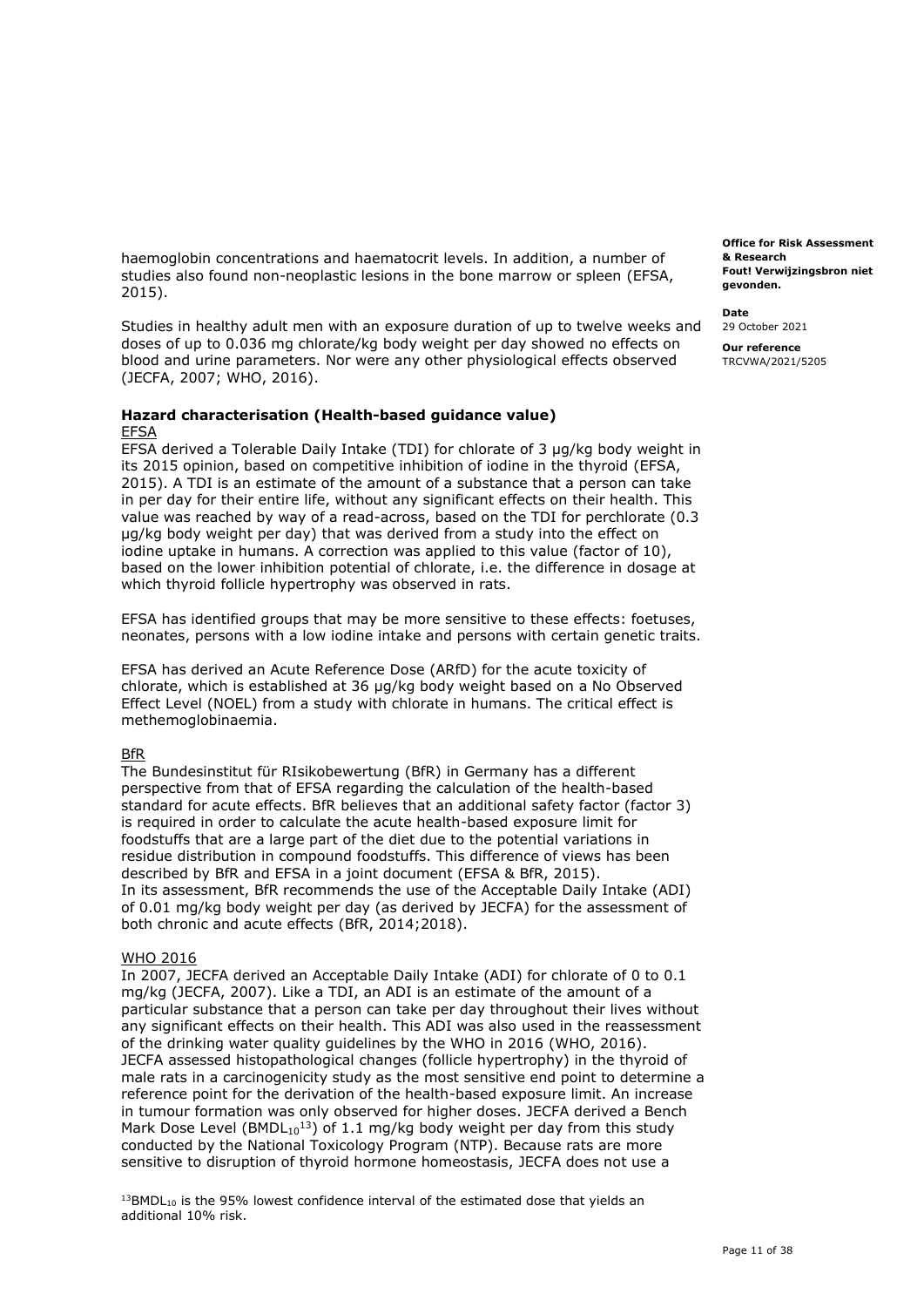haemoglobin concentrations and haematocrit levels. In addition, a number of studies also found non-neoplastic lesions in the bone marrow or spleen (EFSA, 2015).

Studies in healthy adult men with an exposure duration of up to twelve weeks and doses of up to 0.036 mg chlorate/kg body weight per day showed no effects on blood and urine parameters. Nor were any other physiological effects observed (JECFA, 2007; WHO, 2016).

### Hazard characterisation (Health-based guidance value)

EFSA

EFSA derived a Tolerable Daily Intake (TDI) for chlorate of 3 µg/kg body weight in its 2015 opinion, based on competitive inhibition of iodine in the thyroid (EFSA, 2015). A TDI is an estimate of the amount of a substance that a person can take in per day for their entire life, without any significant effects on their health. This value was reached by way of a read-across, based on the TDI for perchlorate (0.3 µg/kg body weight per day) that was derived from a study into the effect on iodine uptake in humans. A correction was applied to this value (factor of 10), based on the lower inhibition potential of chlorate, i.e. the difference in dosage at which thyroid follicle hypertrophy was observed in rats.

EFSA has identified groups that may be more sensitive to these effects: foetuses, neonates, persons with a low iodine intake and persons with certain genetic traits.

EFSA has derived an Acute Reference Dose (ARfD) for the acute toxicity of chlorate, which is established at 36 µg/kg body weight based on a No Observed Effect Level (NOEL) from a study with chlorate in humans. The critical effect is methemoglobinaemia.

BfR

The Bundesinstitut für RIsikobewertung (BfR) in Germany has a different perspective from that of EFSA regarding the calculation of the health-based standard for acute effects. BfR believes that an additional safety factor (factor 3) is required in order to calculate the acute health-based exposure limit for foodstuffs that are a large part of the diet due to the potential variations in residue distribution in compound foodstuffs. This difference of views has been described by BfR and EFSA in a joint document (EFSA & BfR, 2015).
In its assessment, BfR recommends the use of the Acceptable Daily Intake (ADI) of 0.01 mg/kg body weight per day (as derived by JECFA) for the assessment of both chronic and acute effects (BfR, 2014;2018).

WHO 2016

In 2007, JECFA derived an Acceptable Daily Intake (ADI) for chlorate of 0 to 0.1 mg/kg (JECFA, 2007). Like a TDI, an ADI is an estimate of the amount of a particular substance that a person can take per day throughout their lives without any significant effects on their health. This ADI was also used in the reassessment of the drinking water quality guidelines by the WHO in 2016 (WHO, 2016).
JECFA assessed histopathological changes (follicle hypertrophy) in the thyroid of male rats in a carcinogenicity study as the most sensitive end point to determine a reference point for the derivation of the health-based exposure limit. An increase in tumour formation was only observed for higher doses. JECFA derived a Bench Mark Dose Level ($BMDL_{10}$[13]) of 1.1 mg/kg body weight per day from this study conducted by the National Toxicology Program (NTP). Because rats are more sensitive to disruption of thyroid hormone homeostasis, JECFA does not use a

[13] $BMDL_{10}$ is the 95% lowest confidence interval of the estimated dose that yields an additional 10% risk.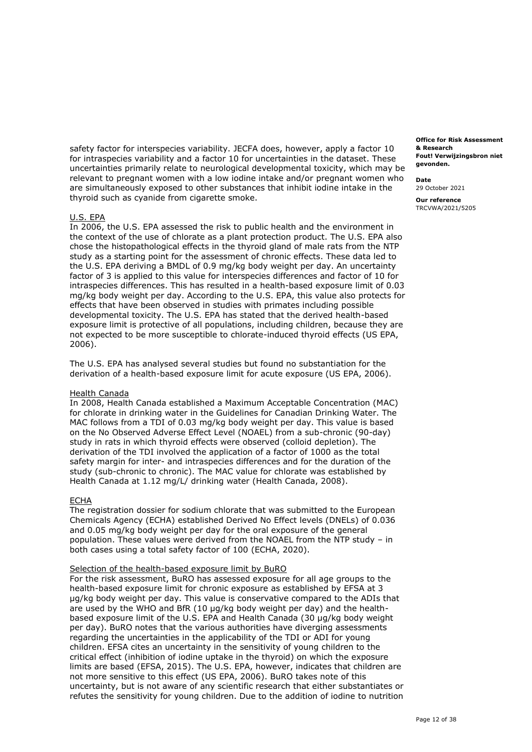safety factor for interspecies variability. JECFA does, however, apply a factor 10 for intraspecies variability and a factor 10 for uncertainties in the dataset. These uncertainties primarily relate to neurological developmental toxicity, which may be relevant to pregnant women with a low iodine intake and/or pregnant women who are simultaneously exposed to other substances that inhibit iodine intake in the thyroid such as cyanide from cigarette smoke.

U.S. EPA

In 2006, the U.S. EPA assessed the risk to public health and the environment in the context of the use of chlorate as a plant protection product. The U.S. EPA also chose the histopathological effects in the thyroid gland of male rats from the NTP study as a starting point for the assessment of chronic effects. These data led to the U.S. EPA deriving a BMDL of 0.9 mg/kg body weight per day. An uncertainty factor of 3 is applied to this value for interspecies differences and factor of 10 for intraspecies differences. This has resulted in a health-based exposure limit of 0.03 mg/kg body weight per day. According to the U.S. EPA, this value also protects for effects that have been observed in studies with primates including possible developmental toxicity. The U.S. EPA has stated that the derived health-based exposure limit is protective of all populations, including children, because they are not expected to be more susceptible to chlorate-induced thyroid effects (US EPA, 2006).

The U.S. EPA has analysed several studies but found no substantiation for the derivation of a health-based exposure limit for acute exposure (US EPA, 2006).

Health Canada

In 2008, Health Canada established a Maximum Acceptable Concentration (MAC) for chlorate in drinking water in the Guidelines for Canadian Drinking Water. The MAC follows from a TDI of 0.03 mg/kg body weight per day. This value is based on the No Observed Adverse Effect Level (NOAEL) from a sub-chronic (90-day) study in rats in which thyroid effects were observed (colloid depletion). The derivation of the TDI involved the application of a factor of 1000 as the total safety margin for inter- and intraspecies differences and for the duration of the study (sub-chronic to chronic). The MAC value for chlorate was established by Health Canada at 1.12 mg/L/ drinking water (Health Canada, 2008).

ECHA

The registration dossier for sodium chlorate that was submitted to the European Chemicals Agency (ECHA) established Derived No Effect levels (DNELs) of 0.036 and 0.05 mg/kg body weight per day for the oral exposure of the general population. These values were derived from the NOAEL from the NTP study – in both cases using a total safety factor of 100 (ECHA, 2020).

Selection of the health-based exposure limit by BuRO

For the risk assessment, BuRO has assessed exposure for all age groups to the health-based exposure limit for chronic exposure as established by EFSA at 3 µg/kg body weight per day. This value is conservative compared to the ADIs that are used by the WHO and BfR (10 µg/kg body weight per day) and the health-based exposure limit of the U.S. EPA and Health Canada (30 µg/kg body weight per day). BuRO notes that the various authorities have diverging assessments regarding the uncertainties in the applicability of the TDI or ADI for young children. EFSA cites an uncertainty in the sensitivity of young children to the critical effect (inhibition of iodine uptake in the thyroid) on which the exposure limits are based (EFSA, 2015). The U.S. EPA, however, indicates that children are not more sensitive to this effect (US EPA, 2006). BuRO takes note of this uncertainty, but is not aware of any scientific research that either substantiates or refutes the sensitivity for young children. Due to the addition of iodine to nutrition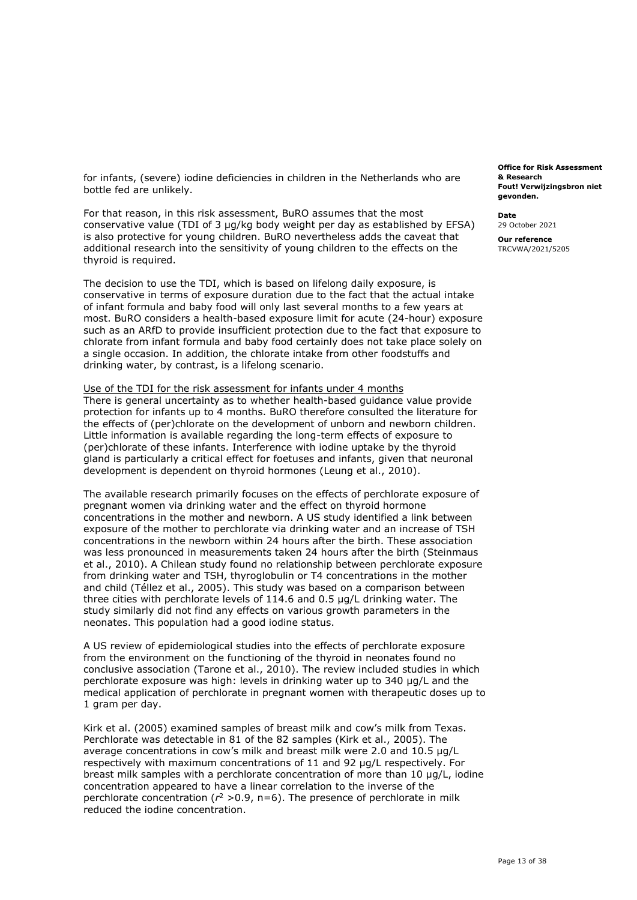for infants, (severe) iodine deficiencies in children in the Netherlands who are bottle fed are unlikely.

For that reason, in this risk assessment, BuRO assumes that the most conservative value (TDI of 3 µg/kg body weight per day as established by EFSA) is also protective for young children. BuRO nevertheless adds the caveat that additional research into the sensitivity of young children to the effects on the thyroid is required.

The decision to use the TDI, which is based on lifelong daily exposure, is conservative in terms of exposure duration due to the fact that the actual intake of infant formula and baby food will only last several months to a few years at most. BuRO considers a health-based exposure limit for acute (24-hour) exposure such as an ARfD to provide insufficient protection due to the fact that exposure to chlorate from infant formula and baby food certainly does not take place solely on a single occasion. In addition, the chlorate intake from other foodstuffs and drinking water, by contrast, is a lifelong scenario.

Use of the TDI for the risk assessment for infants under 4 months

There is general uncertainty as to whether health-based guidance value provide protection for infants up to 4 months. BuRO therefore consulted the literature for the effects of (per)chlorate on the development of unborn and newborn children. Little information is available regarding the long-term effects of exposure to (per)chlorate of these infants. Interference with iodine uptake by the thyroid gland is particularly a critical effect for foetuses and infants, given that neuronal development is dependent on thyroid hormones (Leung et al., 2010).

The available research primarily focuses on the effects of perchlorate exposure of pregnant women via drinking water and the effect on thyroid hormone concentrations in the mother and newborn. A US study identified a link between exposure of the mother to perchlorate via drinking water and an increase of TSH concentrations in the newborn within 24 hours after the birth. These association was less pronounced in measurements taken 24 hours after the birth (Steinmaus et al., 2010). A Chilean study found no relationship between perchlorate exposure from drinking water and TSH, thyroglobulin or T4 concentrations in the mother and child (Téllez et al., 2005). This study was based on a comparison between three cities with perchlorate levels of 114.6 and 0.5 µg/L drinking water. The study similarly did not find any effects on various growth parameters in the neonates. This population had a good iodine status.

A US review of epidemiological studies into the effects of perchlorate exposure from the environment on the functioning of the thyroid in neonates found no conclusive association (Tarone et al., 2010). The review included studies in which perchlorate exposure was high: levels in drinking water up to 340 µg/L and the medical application of perchlorate in pregnant women with therapeutic doses up to 1 gram per day.

Kirk et al. (2005) examined samples of breast milk and cow's milk from Texas. Perchlorate was detectable in 81 of the 82 samples (Kirk et al., 2005). The average concentrations in cow's milk and breast milk were 2.0 and 10.5 µg/L respectively with maximum concentrations of 11 and 92 µg/L respectively. For breast milk samples with a perchlorate concentration of more than 10 µg/L, iodine concentration appeared to have a linear correlation to the inverse of the perchlorate concentration ($r^2 > 0.9$, n=6). The presence of perchlorate in milk reduced the iodine concentration.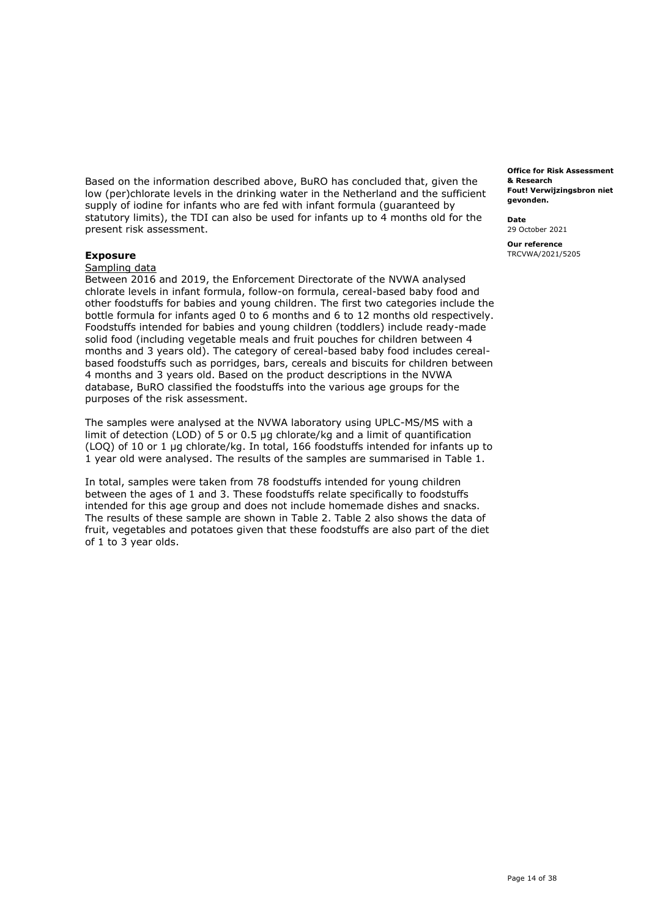Based on the information described above, BuRO has concluded that, given the low (per)chlorate levels in the drinking water in the Netherland and the sufficient supply of iodine for infants who are fed with infant formula (guaranteed by statutory limits), the TDI can also be used for infants up to 4 months old for the present risk assessment.

## Exposure

Sampling data

Between 2016 and 2019, the Enforcement Directorate of the NVWA analysed chlorate levels in infant formula, follow-on formula, cereal-based baby food and other foodstuffs for babies and young children. The first two categories include the bottle formula for infants aged 0 to 6 months and 6 to 12 months old respectively. Foodstuffs intended for babies and young children (toddlers) include ready-made solid food (including vegetable meals and fruit pouches for children between 4 months and 3 years old). The category of cereal-based baby food includes cereal-based foodstuffs such as porridges, bars, cereals and biscuits for children between 4 months and 3 years old. Based on the product descriptions in the NVWA database, BuRO classified the foodstuffs into the various age groups for the purposes of the risk assessment.

The samples were analysed at the NVWA laboratory using UPLC-MS/MS with a limit of detection (LOD) of 5 or 0.5 µg chlorate/kg and a limit of quantification (LOQ) of 10 or 1 µg chlorate/kg. In total, 166 foodstuffs intended for infants up to 1 year old were analysed. The results of the samples are summarised in Table 1.

In total, samples were taken from 78 foodstuffs intended for young children between the ages of 1 and 3. These foodstuffs relate specifically to foodstuffs intended for this age group and does not include homemade dishes and snacks. The results of these sample are shown in Table 2. Table 2 also shows the data of fruit, vegetables and potatoes given that these foodstuffs are also part of the diet of 1 to 3 year olds.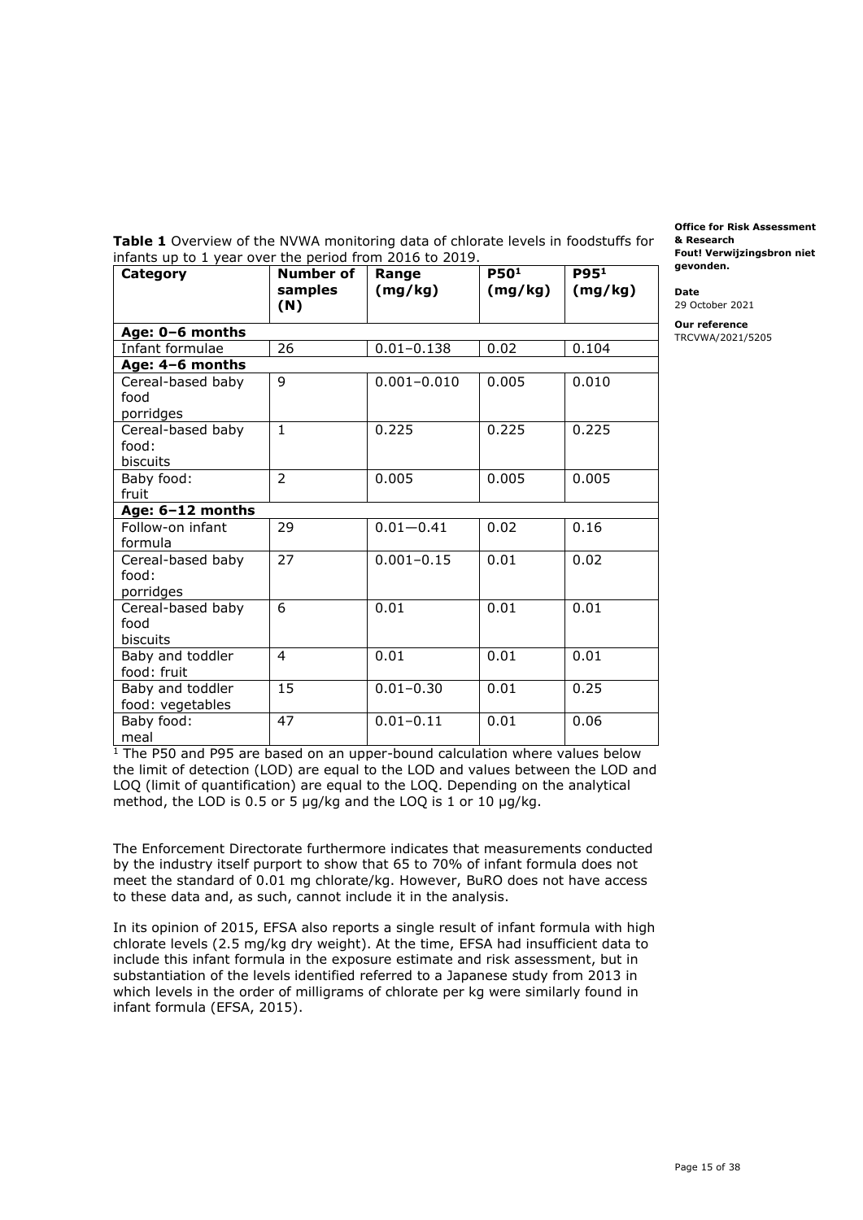**Table 1** Overview of the NVWA monitoring data of chlorate levels in foodstuffs for infants up to 1 year over the period from 2016 to 2019.

| Category | Number of samples (N) | Range (mg/kg) | P50[1] (mg/kg) | P95[1] (mg/kg) |
|---|---|---|---|---|
| **Age: 0–6 months** | | | | |
| Infant formulae | 26 | 0.01–0.138 | 0.02 | 0.104 |
| **Age: 4–6 months** | | | | |
| Cereal-based baby food porridges | 9 | 0.001–0.010 | 0.005 | 0.010 |
| Cereal-based baby food: biscuits | 1 | 0.225 | 0.225 | 0.225 |
| Baby food: fruit | 2 | 0.005 | 0.005 | 0.005 |
| **Age: 6–12 months** | | | | |
| Follow-on infant formula | 29 | 0.01—0.41 | 0.02 | 0.16 |
| Cereal-based baby food: porridges | 27 | 0.001–0.15 | 0.01 | 0.02 |
| Cereal-based baby food biscuits | 6 | 0.01 | 0.01 | 0.01 |
| Baby and toddler food: fruit | 4 | 0.01 | 0.01 | 0.01 |
| Baby and toddler food: vegetables | 15 | 0.01–0.30 | 0.01 | 0.25 |
| Baby food: meal | 47 | 0.01–0.11 | 0.01 | 0.06 |

[1] The P50 and P95 are based on an upper-bound calculation where values below the limit of detection (LOD) are equal to the LOD and values between the LOD and LOQ (limit of quantification) are equal to the LOQ. Depending on the analytical method, the LOD is 0.5 or 5 µg/kg and the LOQ is 1 or 10 µg/kg.

The Enforcement Directorate furthermore indicates that measurements conducted by the industry itself purport to show that 65 to 70% of infant formula does not meet the standard of 0.01 mg chlorate/kg. However, BuRO does not have access to these data and, as such, cannot include it in the analysis.

In its opinion of 2015, EFSA also reports a single result of infant formula with high chlorate levels (2.5 mg/kg dry weight). At the time, EFSA had insufficient data to include this infant formula in the exposure estimate and risk assessment, but in substantiation of the levels identified referred to a Japanese study from 2013 in which levels in the order of milligrams of chlorate per kg were similarly found in infant formula (EFSA, 2015).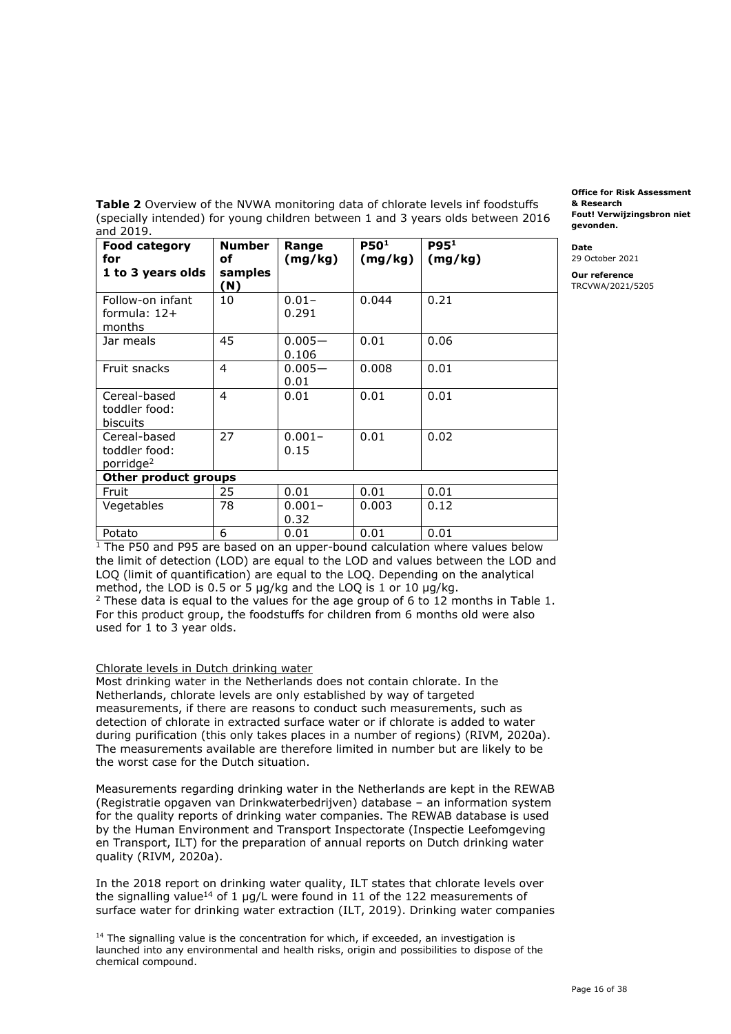**Table 2** Overview of the NVWA monitoring data of chlorate levels inf foodstuffs (specially intended) for young children between 1 and 3 years olds between 2016 and 2019.

| Food category for 1 to 3 years olds | Number of samples (N) | Range (mg/kg) | P50[1] (mg/kg) | P95[1] (mg/kg) |
|---|---|---|---|---|
| Follow-on infant formula: 12+ months | 10 | 0.01–0.291 | 0.044 | 0.21 |
| Jar meals | 45 | 0.005—0.106 | 0.01 | 0.06 |
| Fruit snacks | 4 | 0.005—0.01 | 0.008 | 0.01 |
| Cereal-based toddler food: biscuits | 4 | 0.01 | 0.01 | 0.01 |
| Cereal-based toddler food: porridge[2] | 27 | 0.001–0.15 | 0.01 | 0.02 |
| **Other product groups** | | | | |
| Fruit | 25 | 0.01 | 0.01 | 0.01 |
| Vegetables | 78 | 0.001–0.32 | 0.003 | 0.12 |
| Potato | 6 | 0.01 | 0.01 | 0.01 |

[1] The P50 and P95 are based on an upper-bound calculation where values below the limit of detection (LOD) are equal to the LOD and values between the LOD and LOQ (limit of quantification) are equal to the LOQ. Depending on the analytical method, the LOD is 0.5 or 5 µg/kg and the LOQ is 1 or 10 µg/kg.

[2] These data is equal to the values for the age group of 6 to 12 months in Table 1. For this product group, the foodstuffs for children from 6 months old were also used for 1 to 3 year olds.

Chlorate levels in Dutch drinking water

Most drinking water in the Netherlands does not contain chlorate. In the Netherlands, chlorate levels are only established by way of targeted measurements, if there are reasons to conduct such measurements, such as detection of chlorate in extracted surface water or if chlorate is added to water during purification (this only takes places in a number of regions) (RIVM, 2020a). The measurements available are therefore limited in number but are likely to be the worst case for the Dutch situation.

Measurements regarding drinking water in the Netherlands are kept in the REWAB (Registratie opgaven van Drinkwaterbedrijven) database – an information system for the quality reports of drinking water companies. The REWAB database is used by the Human Environment and Transport Inspectorate (Inspectie Leefomgeving en Transport, ILT) for the preparation of annual reports on Dutch drinking water quality (RIVM, 2020a).

In the 2018 report on drinking water quality, ILT states that chlorate levels over the signalling value[14] of 1 µg/L were found in 11 of the 122 measurements of surface water for drinking water extraction (ILT, 2019). Drinking water companies

[14] The signalling value is the concentration for which, if exceeded, an investigation is launched into any environmental and health risks, origin and possibilities to dispose of the chemical compound.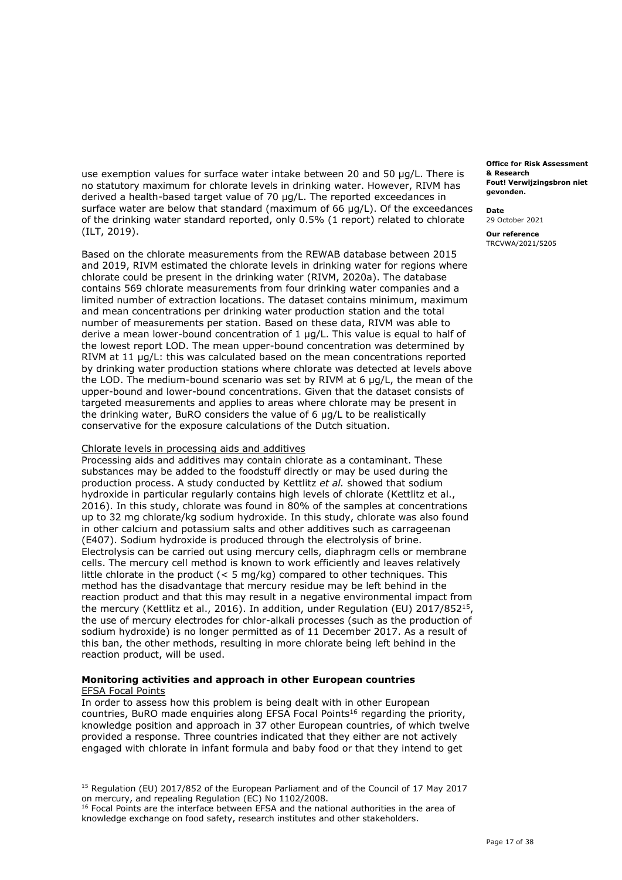use exemption values for surface water intake between 20 and 50 µg/L. There is no statutory maximum for chlorate levels in drinking water. However, RIVM has derived a health-based target value of 70 µg/L. The reported exceedances in surface water are below that standard (maximum of 66 µg/L). Of the exceedances of the drinking water standard reported, only 0.5% (1 report) related to chlorate (ILT, 2019).

Based on the chlorate measurements from the REWAB database between 2015 and 2019, RIVM estimated the chlorate levels in drinking water for regions where chlorate could be present in the drinking water (RIVM, 2020a). The database contains 569 chlorate measurements from four drinking water companies and a limited number of extraction locations. The dataset contains minimum, maximum and mean concentrations per drinking water production station and the total number of measurements per station. Based on these data, RIVM was able to derive a mean lower-bound concentration of 1 µg/L. This value is equal to half of the lowest report LOD. The mean upper-bound concentration was determined by RIVM at 11 µg/L: this was calculated based on the mean concentrations reported by drinking water production stations where chlorate was detected at levels above the LOD. The medium-bound scenario was set by RIVM at 6 µg/L, the mean of the upper-bound and lower-bound concentrations. Given that the dataset consists of targeted measurements and applies to areas where chlorate may be present in the drinking water, BuRO considers the value of 6 µg/L to be realistically conservative for the exposure calculations of the Dutch situation.

Chlorate levels in processing aids and additives

Processing aids and additives may contain chlorate as a contaminant. These substances may be added to the foodstuff directly or may be used during the production process. A study conducted by Kettlitz *et al.* showed that sodium hydroxide in particular regularly contains high levels of chlorate (Kettlitz et al., 2016). In this study, chlorate was found in 80% of the samples at concentrations up to 32 mg chlorate/kg sodium hydroxide. In this study, chlorate was also found in other calcium and potassium salts and other additives such as carrageenan (E407). Sodium hydroxide is produced through the electrolysis of brine. Electrolysis can be carried out using mercury cells, diaphragm cells or membrane cells. The mercury cell method is known to work efficiently and leaves relatively little chlorate in the product (< 5 mg/kg) compared to other techniques. This method has the disadvantage that mercury residue may be left behind in the reaction product and that this may result in a negative environmental impact from the mercury (Kettlitz et al., 2016). In addition, under Regulation (EU) 2017/852[15], the use of mercury electrodes for chlor-alkali processes (such as the production of sodium hydroxide) is no longer permitted as of 11 December 2017. As a result of this ban, the other methods, resulting in more chlorate being left behind in the reaction product, will be used.

**Monitoring activities and approach in other European countries**

EFSA Focal Points

In order to assess how this problem is being dealt with in other European countries, BuRO made enquiries along EFSA Focal Points[16] regarding the priority, knowledge position and approach in 37 other European countries, of which twelve provided a response. Three countries indicated that they either are not actively engaged with chlorate in infant formula and baby food or that they intend to get

[15] Regulation (EU) 2017/852 of the European Parliament and of the Council of 17 May 2017 on mercury, and repealing Regulation (EC) No 1102/2008.

[16] Focal Points are the interface between EFSA and the national authorities in the area of knowledge exchange on food safety, research institutes and other stakeholders.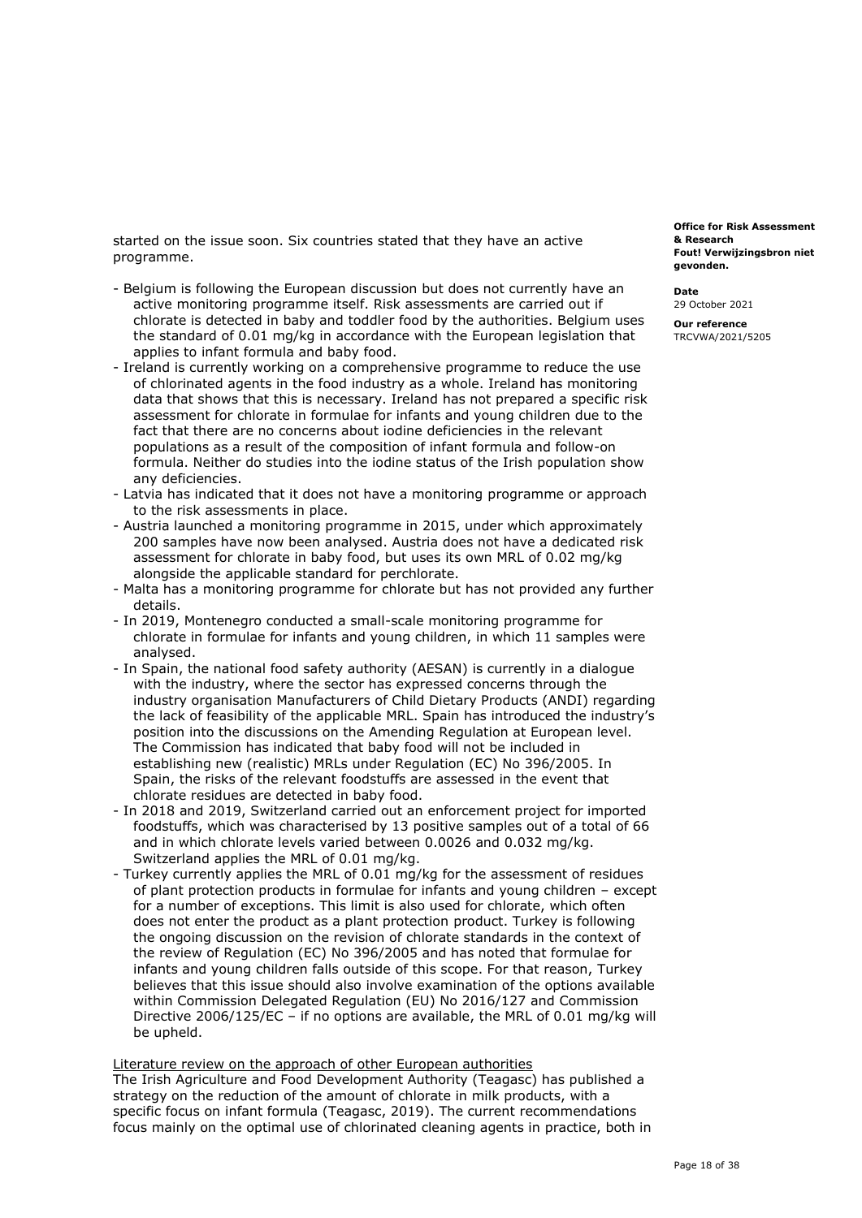started on the issue soon. Six countries stated that they have an active programme.

- Belgium is following the European discussion but does not currently have an active monitoring programme itself. Risk assessments are carried out if chlorate is detected in baby and toddler food by the authorities. Belgium uses the standard of 0.01 mg/kg in accordance with the European legislation that applies to infant formula and baby food.
- Ireland is currently working on a comprehensive programme to reduce the use of chlorinated agents in the food industry as a whole. Ireland has monitoring data that shows that this is necessary. Ireland has not prepared a specific risk assessment for chlorate in formulae for infants and young children due to the fact that there are no concerns about iodine deficiencies in the relevant populations as a result of the composition of infant formula and follow-on formula. Neither do studies into the iodine status of the Irish population show any deficiencies.
- Latvia has indicated that it does not have a monitoring programme or approach to the risk assessments in place.
- Austria launched a monitoring programme in 2015, under which approximately 200 samples have now been analysed. Austria does not have a dedicated risk assessment for chlorate in baby food, but uses its own MRL of 0.02 mg/kg alongside the applicable standard for perchlorate.
- Malta has a monitoring programme for chlorate but has not provided any further details.
- In 2019, Montenegro conducted a small-scale monitoring programme for chlorate in formulae for infants and young children, in which 11 samples were analysed.
- In Spain, the national food safety authority (AESAN) is currently in a dialogue with the industry, where the sector has expressed concerns through the industry organisation Manufacturers of Child Dietary Products (ANDI) regarding the lack of feasibility of the applicable MRL. Spain has introduced the industry's position into the discussions on the Amending Regulation at European level. The Commission has indicated that baby food will not be included in establishing new (realistic) MRLs under Regulation (EC) No 396/2005. In Spain, the risks of the relevant foodstuffs are assessed in the event that chlorate residues are detected in baby food.
- In 2018 and 2019, Switzerland carried out an enforcement project for imported foodstuffs, which was characterised by 13 positive samples out of a total of 66 and in which chlorate levels varied between 0.0026 and 0.032 mg/kg. Switzerland applies the MRL of 0.01 mg/kg.
- Turkey currently applies the MRL of 0.01 mg/kg for the assessment of residues of plant protection products in formulae for infants and young children – except for a number of exceptions. This limit is also used for chlorate, which often does not enter the product as a plant protection product. Turkey is following the ongoing discussion on the revision of chlorate standards in the context of the review of Regulation (EC) No 396/2005 and has noted that formulae for infants and young children falls outside of this scope. For that reason, Turkey believes that this issue should also involve examination of the options available within Commission Delegated Regulation (EU) No 2016/127 and Commission Directive 2006/125/EC – if no options are available, the MRL of 0.01 mg/kg will be upheld.

Literature review on the approach of other European authorities

The Irish Agriculture and Food Development Authority (Teagasc) has published a strategy on the reduction of the amount of chlorate in milk products, with a specific focus on infant formula (Teagasc, 2019). The current recommendations focus mainly on the optimal use of chlorinated cleaning agents in practice, both in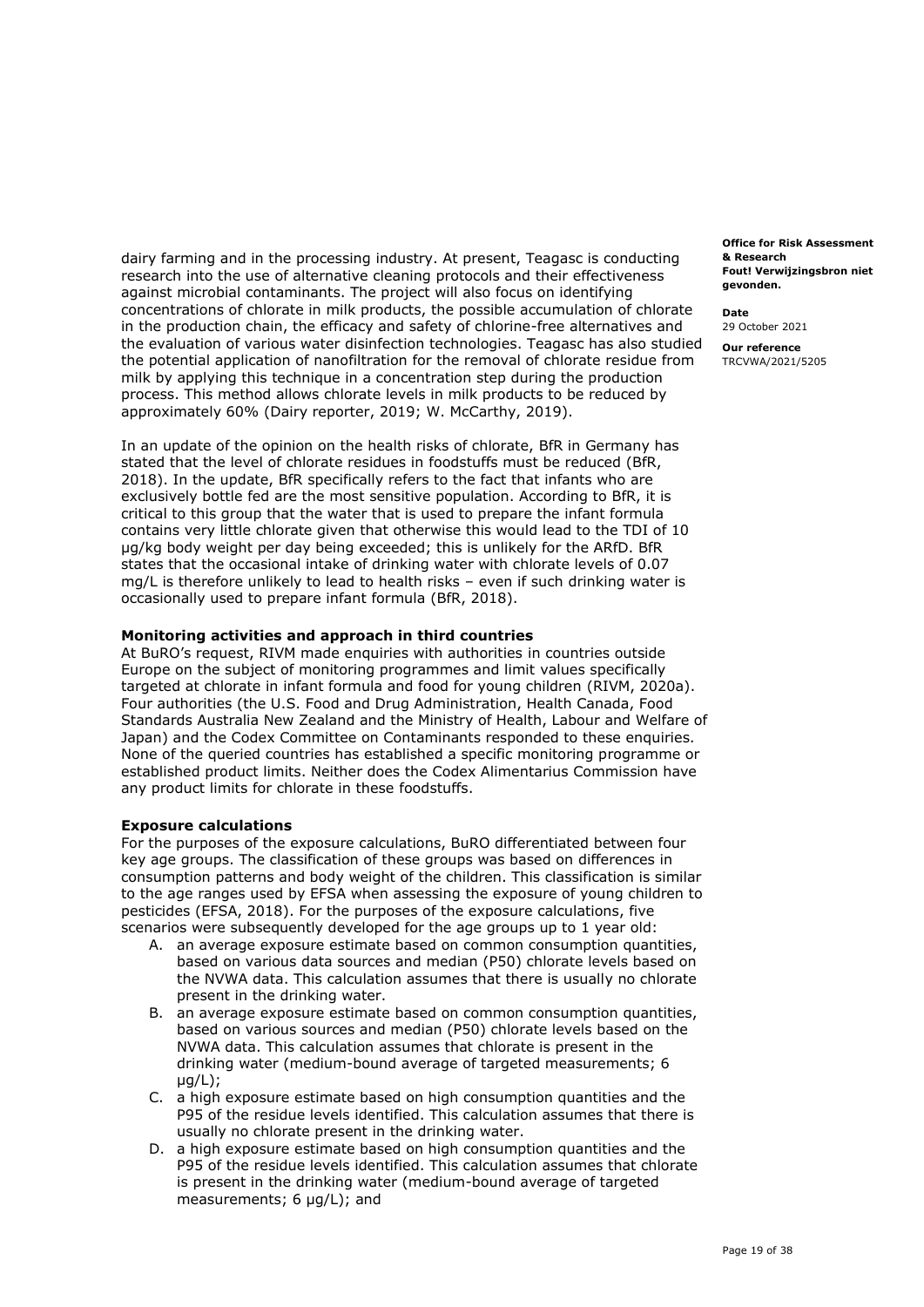dairy farming and in the processing industry. At present, Teagasc is conducting research into the use of alternative cleaning protocols and their effectiveness against microbial contaminants. The project will also focus on identifying concentrations of chlorate in milk products, the possible accumulation of chlorate in the production chain, the efficacy and safety of chlorine-free alternatives and the evaluation of various water disinfection technologies. Teagasc has also studied the potential application of nanofiltration for the removal of chlorate residue from milk by applying this technique in a concentration step during the production process. This method allows chlorate levels in milk products to be reduced by approximately 60% (Dairy reporter, 2019; W. McCarthy, 2019).

In an update of the opinion on the health risks of chlorate, BfR in Germany has stated that the level of chlorate residues in foodstuffs must be reduced (BfR, 2018). In the update, BfR specifically refers to the fact that infants who are exclusively bottle fed are the most sensitive population. According to BfR, it is critical to this group that the water that is used to prepare the infant formula contains very little chlorate given that otherwise this would lead to the TDI of 10 µg/kg body weight per day being exceeded; this is unlikely for the ARfD. BfR states that the occasional intake of drinking water with chlorate levels of 0.07 mg/L is therefore unlikely to lead to health risks – even if such drinking water is occasionally used to prepare infant formula (BfR, 2018).

**Monitoring activities and approach in third countries**

At BuRO's request, RIVM made enquiries with authorities in countries outside Europe on the subject of monitoring programmes and limit values specifically targeted at chlorate in infant formula and food for young children (RIVM, 2020a). Four authorities (the U.S. Food and Drug Administration, Health Canada, Food Standards Australia New Zealand and the Ministry of Health, Labour and Welfare of Japan) and the Codex Committee on Contaminants responded to these enquiries. None of the queried countries has established a specific monitoring programme or established product limits. Neither does the Codex Alimentarius Commission have any product limits for chlorate in these foodstuffs.

**Exposure calculations**

For the purposes of the exposure calculations, BuRO differentiated between four key age groups. The classification of these groups was based on differences in consumption patterns and body weight of the children. This classification is similar to the age ranges used by EFSA when assessing the exposure of young children to pesticides (EFSA, 2018). For the purposes of the exposure calculations, five scenarios were subsequently developed for the age groups up to 1 year old:

A. an average exposure estimate based on common consumption quantities, based on various data sources and median (P50) chlorate levels based on the NVWA data. This calculation assumes that there is usually no chlorate present in the drinking water.
B. an average exposure estimate based on common consumption quantities, based on various sources and median (P50) chlorate levels based on the NVWA data. This calculation assumes that chlorate is present in the drinking water (medium-bound average of targeted measurements; 6 µg/L);
C. a high exposure estimate based on high consumption quantities and the P95 of the residue levels identified. This calculation assumes that there is usually no chlorate present in the drinking water.
D. a high exposure estimate based on high consumption quantities and the P95 of the residue levels identified. This calculation assumes that chlorate is present in the drinking water (medium-bound average of targeted measurements; 6 µg/L); and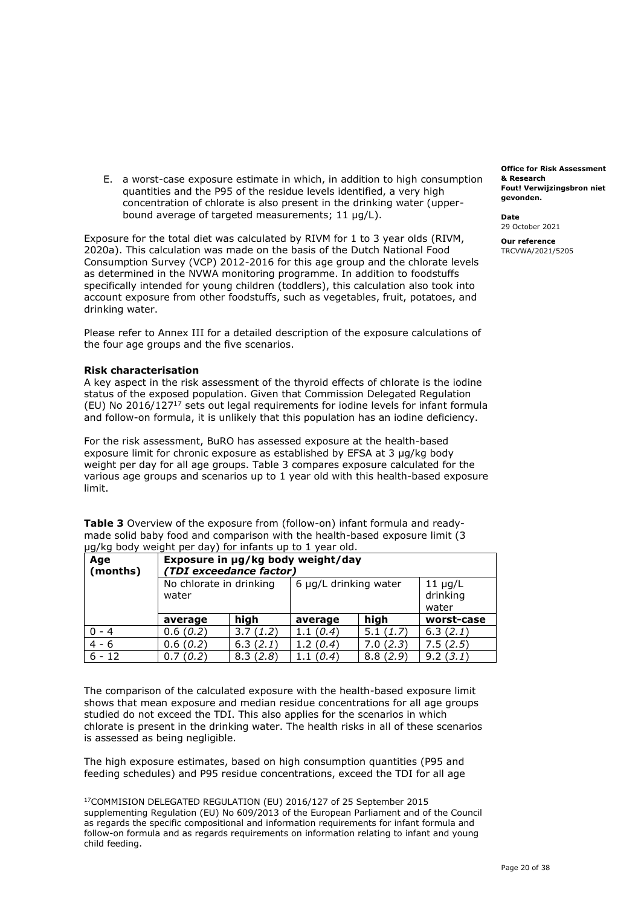E. a worst-case exposure estimate in which, in addition to high consumption quantities and the P95 of the residue levels identified, a very high concentration of chlorate is also present in the drinking water (upper-bound average of targeted measurements; 11 µg/L).

Exposure for the total diet was calculated by RIVM for 1 to 3 year olds (RIVM, 2020a). This calculation was made on the basis of the Dutch National Food Consumption Survey (VCP) 2012-2016 for this age group and the chlorate levels as determined in the NVWA monitoring programme. In addition to foodstuffs specifically intended for young children (toddlers), this calculation also took into account exposure from other foodstuffs, such as vegetables, fruit, potatoes, and drinking water.

Please refer to Annex III for a detailed description of the exposure calculations of the four age groups and the five scenarios.

**Risk characterisation**

A key aspect in the risk assessment of the thyroid effects of chlorate is the iodine status of the exposed population. Given that Commission Delegated Regulation (EU) No 2016/127[17] sets out legal requirements for iodine levels for infant formula and follow-on formula, it is unlikely that this population has an iodine deficiency.

For the risk assessment, BuRO has assessed exposure at the health-based exposure limit for chronic exposure as established by EFSA at 3 µg/kg body weight per day for all age groups. Table 3 compares exposure calculated for the various age groups and scenarios up to 1 year old with this health-based exposure limit.

**Table 3** Overview of the exposure from (follow-on) infant formula and ready-made solid baby food and comparison with the health-based exposure limit (3 µg/kg body weight per day) for infants up to 1 year old.

| Age (months) | Exposure in µg/kg body weight/day *(TDI exceedance factor)* | | | | |
|---|---|---|---|---|---|
| | No chlorate in drinking water | | 6 µg/L drinking water | | 11 µg/L drinking water |
| | **average** | **high** | **average** | **high** | **worst-case** |
| 0 - 4 | 0.6 (*0.2*) | 3.7 (*1.2*) | 1.1 (*0.4*) | 5.1 (*1.7*) | 6.3 (*2.1*) |
| 4 - 6 | 0.6 (*0.2*) | 6.3 (*2.1*) | 1.2 (*0.4*) | 7.0 (*2.3*) | 7.5 (*2.5*) |
| 6 - 12 | 0.7 (*0.2*) | 8.3 (*2.8*) | 1.1 (*0.4*) | 8.8 (*2.9*) | 9.2 (*3.1*) |

The comparison of the calculated exposure with the health-based exposure limit shows that mean exposure and median residue concentrations for all age groups studied do not exceed the TDI. This also applies for the scenarios in which chlorate is present in the drinking water. The health risks in all of these scenarios is assessed as being negligible.

The high exposure estimates, based on high consumption quantities (P95 and feeding schedules) and P95 residue concentrations, exceed the TDI for all age

[17] COMMISION DELEGATED REGULATION (EU) 2016/127 of 25 September 2015 supplementing Regulation (EU) No 609/2013 of the European Parliament and of the Council as regards the specific compositional and information requirements for infant formula and follow-on formula and as regards requirements on information relating to infant and young child feeding.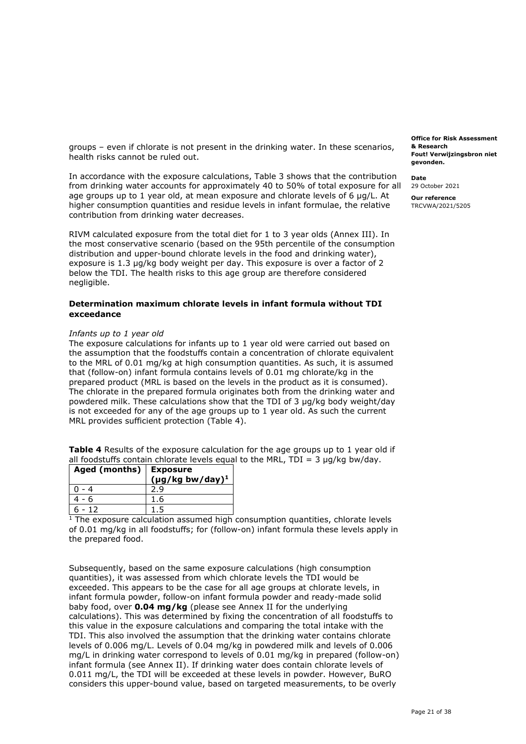groups – even if chlorate is not present in the drinking water. In these scenarios, health risks cannot be ruled out.

In accordance with the exposure calculations, Table 3 shows that the contribution from drinking water accounts for approximately 40 to 50% of total exposure for all age groups up to 1 year old, at mean exposure and chlorate levels of 6 µg/L. At higher consumption quantities and residue levels in infant formulae, the relative contribution from drinking water decreases.

RIVM calculated exposure from the total diet for 1 to 3 year olds (Annex III). In the most conservative scenario (based on the 95th percentile of the consumption distribution and upper-bound chlorate levels in the food and drinking water), exposure is 1.3 µg/kg body weight per day. This exposure is over a factor of 2 below the TDI. The health risks to this age group are therefore considered negligible.

### Determination maximum chlorate levels in infant formula without TDI exceedance

*Infants up to 1 year old*

The exposure calculations for infants up to 1 year old were carried out based on the assumption that the foodstuffs contain a concentration of chlorate equivalent to the MRL of 0.01 mg/kg at high consumption quantities. As such, it is assumed that (follow-on) infant formula contains levels of 0.01 mg chlorate/kg in the prepared product (MRL is based on the levels in the product as it is consumed). The chlorate in the prepared formula originates both from the drinking water and powdered milk. These calculations show that the TDI of 3 µg/kg body weight/day is not exceeded for any of the age groups up to 1 year old. As such the current MRL provides sufficient protection (Table 4).

**Table 4** Results of the exposure calculation for the age groups up to 1 year old if all foodstuffs contain chlorate levels equal to the MRL, TDI = 3 µg/kg bw/day.

| Aged (months) | Exposure (µg/kg bw/day)[1] |
|---|---|
| 0 - 4 | 2.9 |
| 4 - 6 | 1.6 |
| 6 - 12 | 1.5 |

[1] The exposure calculation assumed high consumption quantities, chlorate levels of 0.01 mg/kg in all foodstuffs; for (follow-on) infant formula these levels apply in the prepared food.

Subsequently, based on the same exposure calculations (high consumption quantities), it was assessed from which chlorate levels the TDI would be exceeded. This appears to be the case for all age groups at chlorate levels, in infant formula powder, follow-on infant formula powder and ready-made solid baby food, over **0.04 mg/kg** (please see Annex II for the underlying calculations). This was determined by fixing the concentration of all foodstuffs to this value in the exposure calculations and comparing the total intake with the TDI. This also involved the assumption that the drinking water contains chlorate levels of 0.006 mg/L. Levels of 0.04 mg/kg in powdered milk and levels of 0.006 mg/L in drinking water correspond to levels of 0.01 mg/kg in prepared (follow-on) infant formula (see Annex II). If drinking water does contain chlorate levels of 0.011 mg/L, the TDI will be exceeded at these levels in powder. However, BuRO considers this upper-bound value, based on targeted measurements, to be overly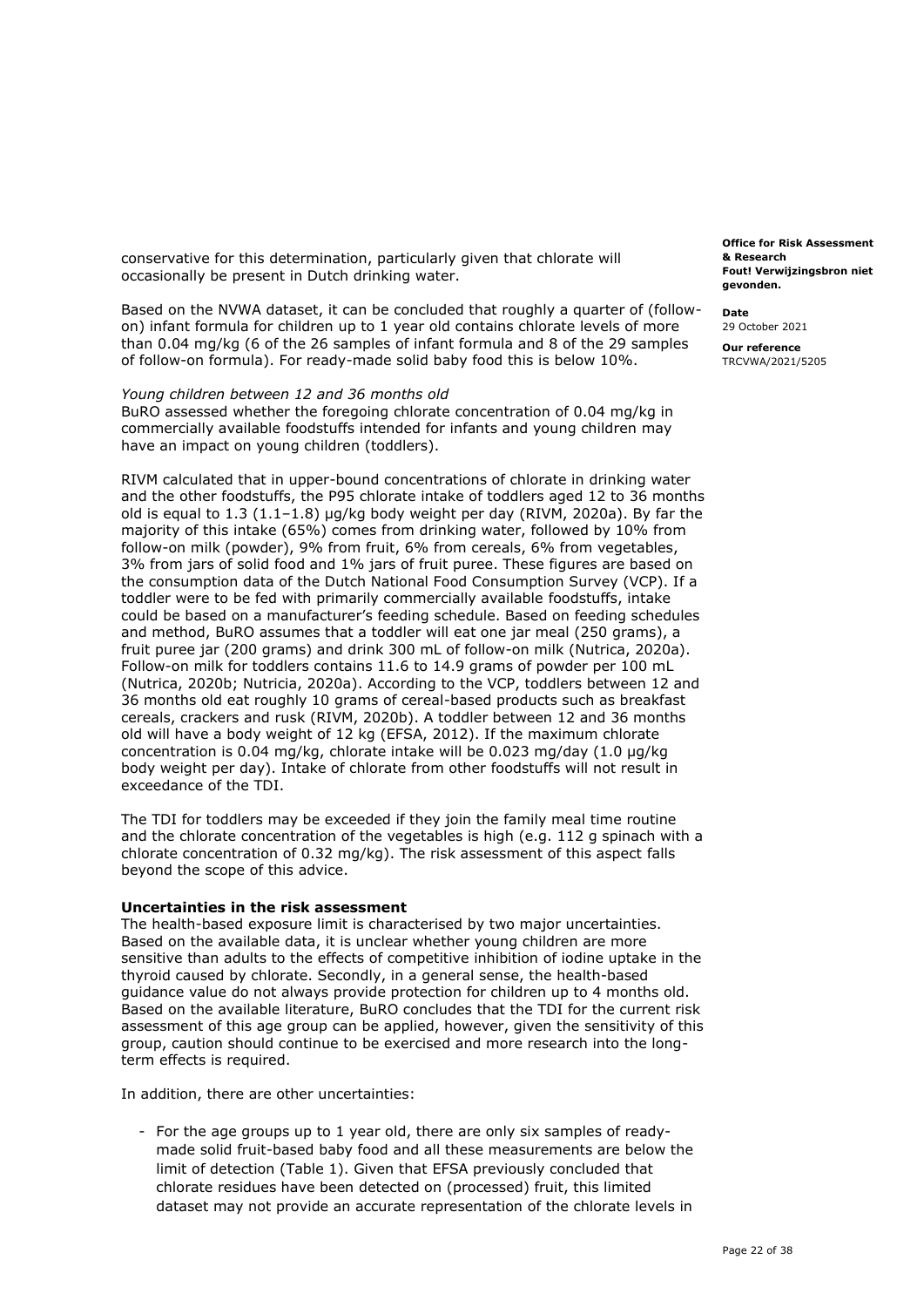conservative for this determination, particularly given that chlorate will occasionally be present in Dutch drinking water.

Based on the NVWA dataset, it can be concluded that roughly a quarter of (follow-on) infant formula for children up to 1 year old contains chlorate levels of more than 0.04 mg/kg (6 of the 26 samples of infant formula and 8 of the 29 samples of follow-on formula). For ready-made solid baby food this is below 10%.

*Young children between 12 and 36 months old*

BuRO assessed whether the foregoing chlorate concentration of 0.04 mg/kg in commercially available foodstuffs intended for infants and young children may have an impact on young children (toddlers).

RIVM calculated that in upper-bound concentrations of chlorate in drinking water and the other foodstuffs, the P95 chlorate intake of toddlers aged 12 to 36 months old is equal to 1.3 (1.1–1.8) µg/kg body weight per day (RIVM, 2020a). By far the majority of this intake (65%) comes from drinking water, followed by 10% from follow-on milk (powder), 9% from fruit, 6% from cereals, 6% from vegetables, 3% from jars of solid food and 1% jars of fruit puree. These figures are based on the consumption data of the Dutch National Food Consumption Survey (VCP). If a toddler were to be fed with primarily commercially available foodstuffs, intake could be based on a manufacturer's feeding schedule. Based on feeding schedules and method, BuRO assumes that a toddler will eat one jar meal (250 grams), a fruit puree jar (200 grams) and drink 300 mL of follow-on milk (Nutrica, 2020a). Follow-on milk for toddlers contains 11.6 to 14.9 grams of powder per 100 mL (Nutrica, 2020b; Nutricia, 2020a). According to the VCP, toddlers between 12 and 36 months old eat roughly 10 grams of cereal-based products such as breakfast cereals, crackers and rusk (RIVM, 2020b). A toddler between 12 and 36 months old will have a body weight of 12 kg (EFSA, 2012). If the maximum chlorate concentration is 0.04 mg/kg, chlorate intake will be 0.023 mg/day (1.0 µg/kg body weight per day). Intake of chlorate from other foodstuffs will not result in exceedance of the TDI.

The TDI for toddlers may be exceeded if they join the family meal time routine and the chlorate concentration of the vegetables is high (e.g. 112 g spinach with a chlorate concentration of 0.32 mg/kg). The risk assessment of this aspect falls beyond the scope of this advice.

**Uncertainties in the risk assessment**

The health-based exposure limit is characterised by two major uncertainties. Based on the available data, it is unclear whether young children are more sensitive than adults to the effects of competitive inhibition of iodine uptake in the thyroid caused by chlorate. Secondly, in a general sense, the health-based guidance value do not always provide protection for children up to 4 months old. Based on the available literature, BuRO concludes that the TDI for the current risk assessment of this age group can be applied, however, given the sensitivity of this group, caution should continue to be exercised and more research into the long-term effects is required.

In addition, there are other uncertainties:

- For the age groups up to 1 year old, there are only six samples of ready-made solid fruit-based baby food and all these measurements are below the limit of detection (Table 1). Given that EFSA previously concluded that chlorate residues have been detected on (processed) fruit, this limited dataset may not provide an accurate representation of the chlorate levels in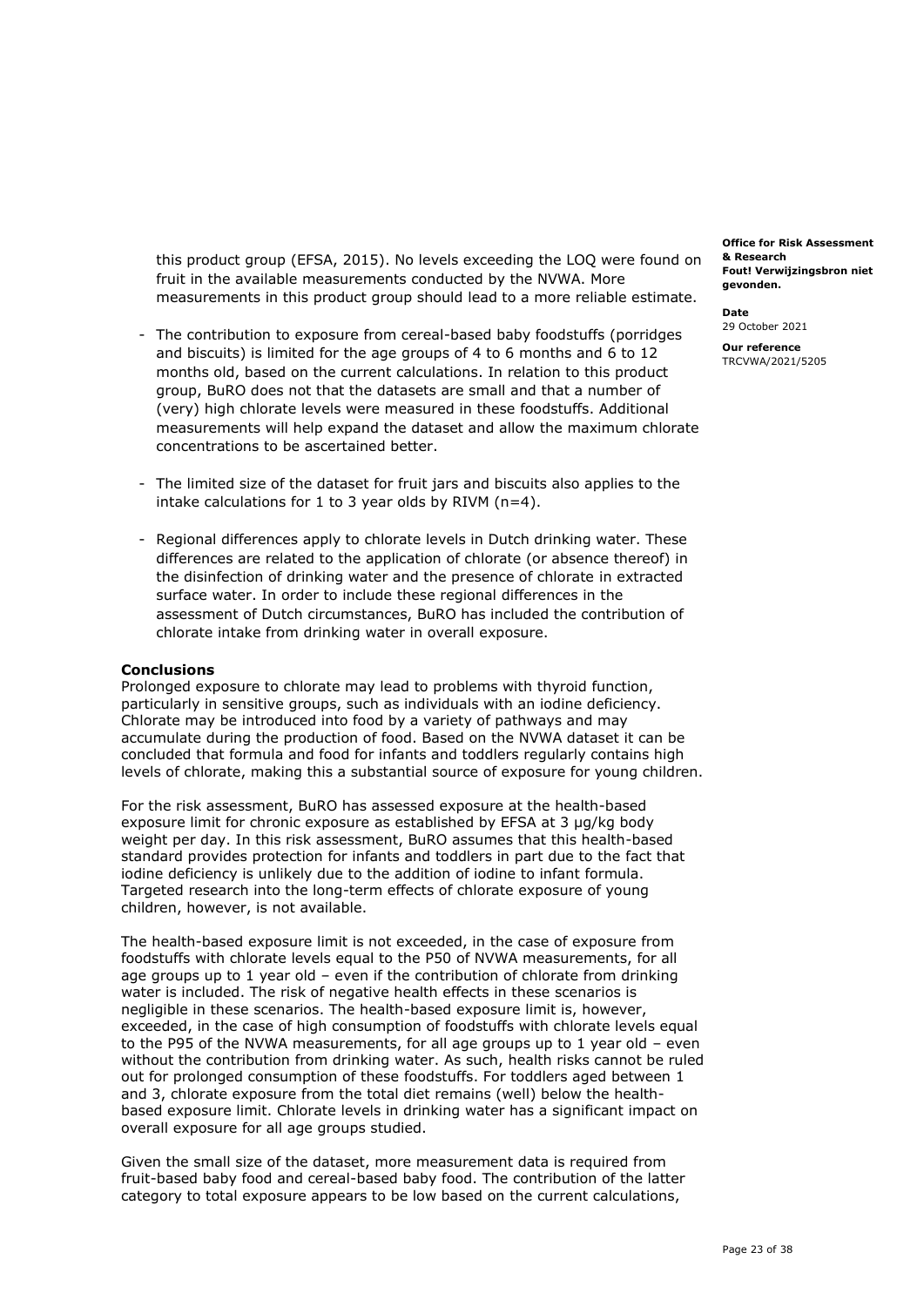this product group (EFSA, 2015). No levels exceeding the LOQ were found on fruit in the available measurements conducted by the NVWA. More measurements in this product group should lead to a more reliable estimate.

- The contribution to exposure from cereal-based baby foodstuffs (porridges and biscuits) is limited for the age groups of 4 to 6 months and 6 to 12 months old, based on the current calculations. In relation to this product group, BuRO does not that the datasets are small and that a number of (very) high chlorate levels were measured in these foodstuffs. Additional measurements will help expand the dataset and allow the maximum chlorate concentrations to be ascertained better.

- The limited size of the dataset for fruit jars and biscuits also applies to the intake calculations for 1 to 3 year olds by RIVM (n=4).

- Regional differences apply to chlorate levels in Dutch drinking water. These differences are related to the application of chlorate (or absence thereof) in the disinfection of drinking water and the presence of chlorate in extracted surface water. In order to include these regional differences in the assessment of Dutch circumstances, BuRO has included the contribution of chlorate intake from drinking water in overall exposure.

**Conclusions**

Prolonged exposure to chlorate may lead to problems with thyroid function, particularly in sensitive groups, such as individuals with an iodine deficiency. Chlorate may be introduced into food by a variety of pathways and may accumulate during the production of food. Based on the NVWA dataset it can be concluded that formula and food for infants and toddlers regularly contains high levels of chlorate, making this a substantial source of exposure for young children.

For the risk assessment, BuRO has assessed exposure at the health-based exposure limit for chronic exposure as established by EFSA at 3 µg/kg body weight per day. In this risk assessment, BuRO assumes that this health-based standard provides protection for infants and toddlers in part due to the fact that iodine deficiency is unlikely due to the addition of iodine to infant formula. Targeted research into the long-term effects of chlorate exposure of young children, however, is not available.

The health-based exposure limit is not exceeded, in the case of exposure from foodstuffs with chlorate levels equal to the P50 of NVWA measurements, for all age groups up to 1 year old – even if the contribution of chlorate from drinking water is included. The risk of negative health effects in these scenarios is negligible in these scenarios. The health-based exposure limit is, however, exceeded, in the case of high consumption of foodstuffs with chlorate levels equal to the P95 of the NVWA measurements, for all age groups up to 1 year old – even without the contribution from drinking water. As such, health risks cannot be ruled out for prolonged consumption of these foodstuffs. For toddlers aged between 1 and 3, chlorate exposure from the total diet remains (well) below the health-based exposure limit. Chlorate levels in drinking water has a significant impact on overall exposure for all age groups studied.

Given the small size of the dataset, more measurement data is required from fruit-based baby food and cereal-based baby food. The contribution of the latter category to total exposure appears to be low based on the current calculations,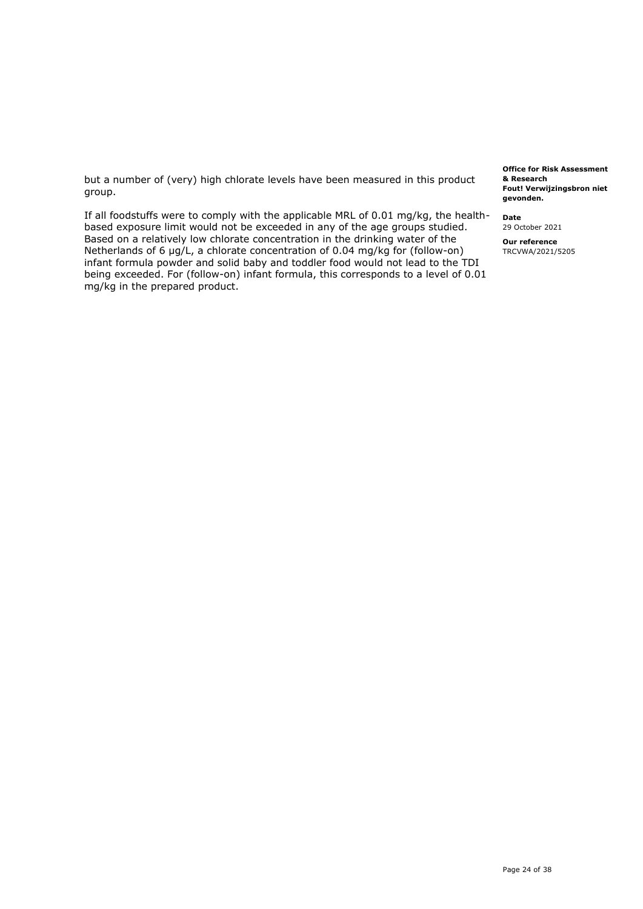but a number of (very) high chlorate levels have been measured in this product group.

If all foodstuffs were to comply with the applicable MRL of 0.01 mg/kg, the health-based exposure limit would not be exceeded in any of the age groups studied. Based on a relatively low chlorate concentration in the drinking water of the Netherlands of 6 µg/L, a chlorate concentration of 0.04 mg/kg for (follow-on) infant formula powder and solid baby and toddler food would not lead to the TDI being exceeded. For (follow-on) infant formula, this corresponds to a level of 0.01 mg/kg in the prepared product.

**Office for Risk Assessment & Research**
**Fout! Verwijzingsbron niet gevonden.**

**Date**
29 October 2021

**Our reference**
TRCVWA/2021/5205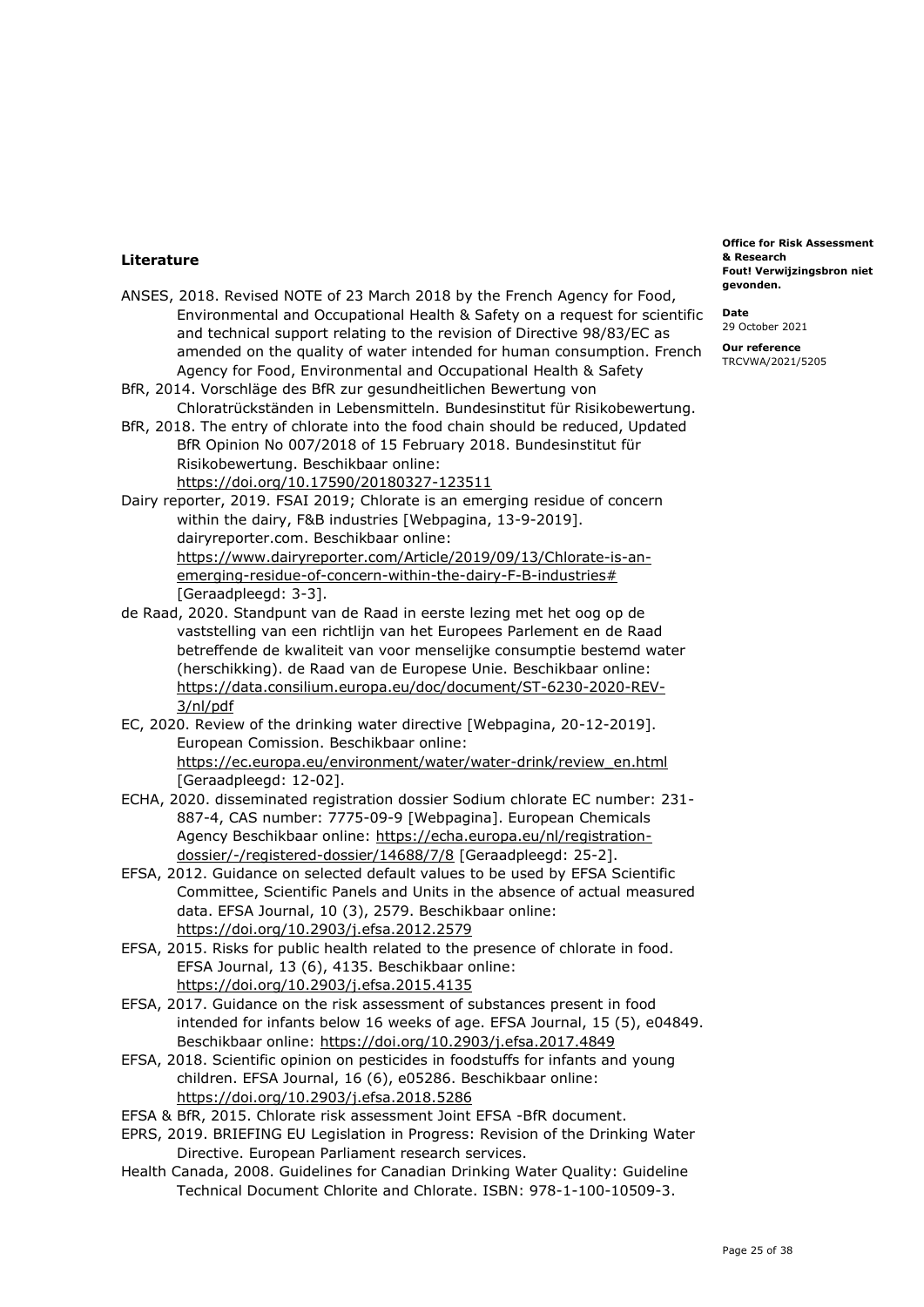## Literature

ANSES, 2018. Revised NOTE of 23 March 2018 by the French Agency for Food, Environmental and Occupational Health & Safety on a request for scientific and technical support relating to the revision of Directive 98/83/EC as amended on the quality of water intended for human consumption. French Agency for Food, Environmental and Occupational Health & Safety

BfR, 2014. Vorschläge des BfR zur gesundheitlichen Bewertung von Chloratrückständen in Lebensmitteln. Bundesinstitut für Risikobewertung.

BfR, 2018. The entry of chlorate into the food chain should be reduced, Updated BfR Opinion No 007/2018 of 15 February 2018. Bundesinstitut für Risikobewertung. Beschikbaar online: https://doi.org/10.17590/20180327-123511

Dairy reporter, 2019. FSAI 2019; Chlorate is an emerging residue of concern within the dairy, F&B industries [Webpagina, 13-9-2019]. dairyreporter.com. Beschikbaar online: https://www.dairyreporter.com/Article/2019/09/13/Chlorate-is-an-emerging-residue-of-concern-within-the-dairy-F-B-industries# [Geraadpleegd: 3-3].

de Raad, 2020. Standpunt van de Raad in eerste lezing met het oog op de vaststelling van een richtlijn van het Europees Parlement en de Raad betreffende de kwaliteit van voor menselijke consumptie bestemd water (herschikking). de Raad van de Europese Unie. Beschikbaar online: https://data.consilium.europa.eu/doc/document/ST-6230-2020-REV-3/nl/pdf

EC, 2020. Review of the drinking water directive [Webpagina, 20-12-2019]. European Comission. Beschikbaar online: https://ec.europa.eu/environment/water/water-drink/review_en.html [Geraadpleegd: 12-02].

ECHA, 2020. disseminated registration dossier Sodium chlorate EC number: 231-887-4, CAS number: 7775-09-9 [Webpagina]. European Chemicals Agency Beschikbaar online: https://echa.europa.eu/nl/registration-dossier/-/registered-dossier/14688/7/8 [Geraadpleegd: 25-2].

EFSA, 2012. Guidance on selected default values to be used by EFSA Scientific Committee, Scientific Panels and Units in the absence of actual measured data. EFSA Journal, 10 (3), 2579. Beschikbaar online: https://doi.org/10.2903/j.efsa.2012.2579

EFSA, 2015. Risks for public health related to the presence of chlorate in food. EFSA Journal, 13 (6), 4135. Beschikbaar online: https://doi.org/10.2903/j.efsa.2015.4135

EFSA, 2017. Guidance on the risk assessment of substances present in food intended for infants below 16 weeks of age. EFSA Journal, 15 (5), e04849. Beschikbaar online: https://doi.org/10.2903/j.efsa.2017.4849

EFSA, 2018. Scientific opinion on pesticides in foodstuffs for infants and young children. EFSA Journal, 16 (6), e05286. Beschikbaar online: https://doi.org/10.2903/j.efsa.2018.5286

EFSA & BfR, 2015. Chlorate risk assessment Joint EFSA -BfR document.

EPRS, 2019. BRIEFING EU Legislation in Progress: Revision of the Drinking Water Directive. European Parliament research services.

Health Canada, 2008. Guidelines for Canadian Drinking Water Quality: Guideline Technical Document Chlorite and Chlorate. ISBN: 978-1-100-10509-3.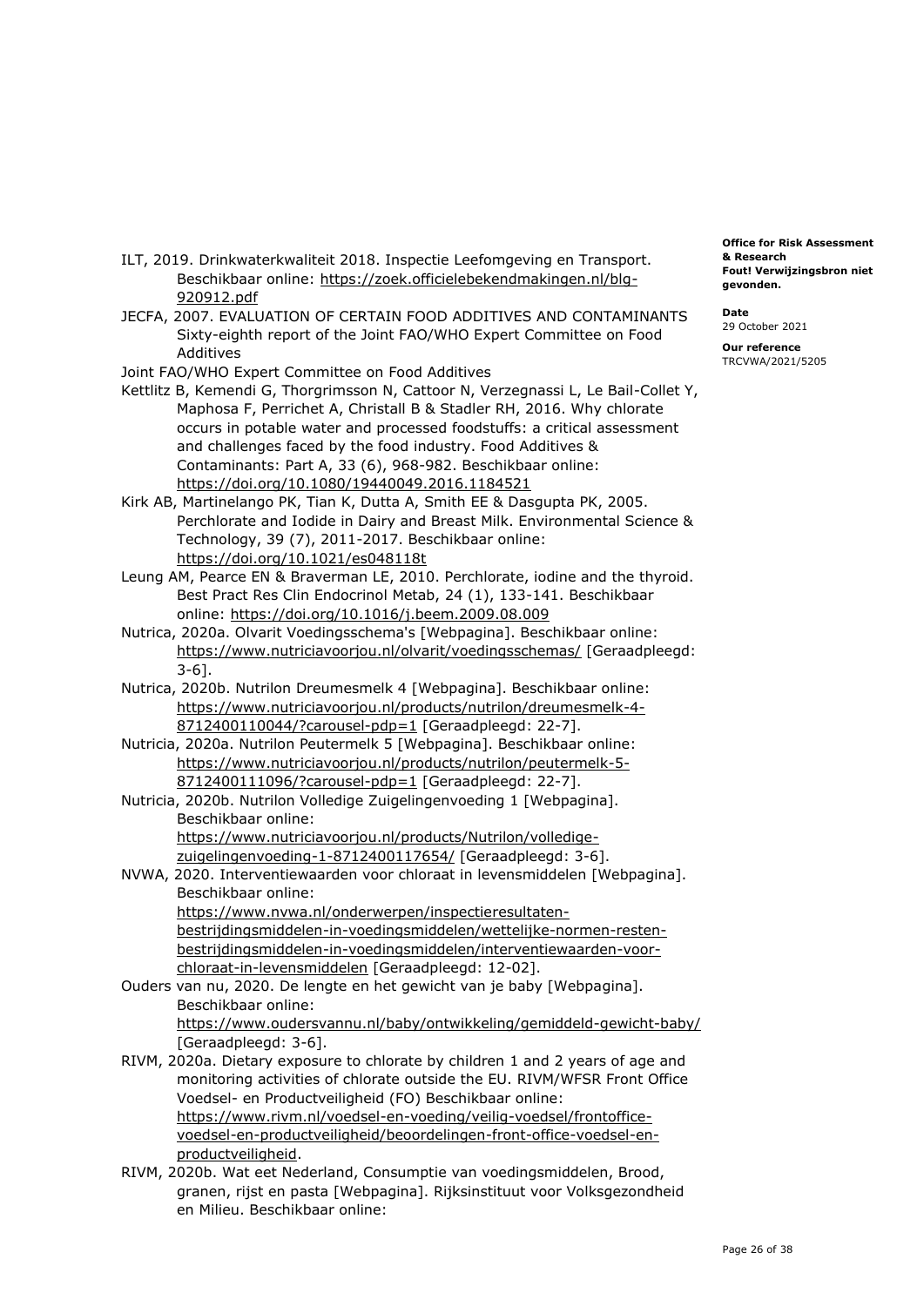ILT, 2019. Drinkwaterkwaliteit 2018. Inspectie Leefomgeving en Transport. Beschikbaar online: https://zoek.officielebekendmakingen.nl/blg-920912.pdf

JECFA, 2007. EVALUATION OF CERTAIN FOOD ADDITIVES AND CONTAMINANTS Sixty-eighth report of the Joint FAO/WHO Expert Committee on Food Additives

Joint FAO/WHO Expert Committee on Food Additives

Kettlitz B, Kemendi G, Thorgrimsson N, Cattoor N, Verzegnassi L, Le Bail-Collet Y, Maphosa F, Perrichet A, Christall B & Stadler RH, 2016. Why chlorate occurs in potable water and processed foodstuffs: a critical assessment and challenges faced by the food industry. Food Additives & Contaminants: Part A, 33 (6), 968-982. Beschikbaar online: https://doi.org/10.1080/19440049.2016.1184521

Kirk AB, Martinelango PK, Tian K, Dutta A, Smith EE & Dasgupta PK, 2005. Perchlorate and Iodide in Dairy and Breast Milk. Environmental Science & Technology, 39 (7), 2011-2017. Beschikbaar online: https://doi.org/10.1021/es048118t

Leung AM, Pearce EN & Braverman LE, 2010. Perchlorate, iodine and the thyroid. Best Pract Res Clin Endocrinol Metab, 24 (1), 133-141. Beschikbaar online: https://doi.org/10.1016/j.beem.2009.08.009

Nutrica, 2020a. Olvarit Voedingsschema's [Webpagina]. Beschikbaar online: https://www.nutriciavoorjou.nl/olvarit/voedingsschemas/ [Geraadpleegd: 3-6].

Nutrica, 2020b. Nutrilon Dreumesmelk 4 [Webpagina]. Beschikbaar online: https://www.nutriciavoorjou.nl/products/nutrilon/dreumesmelk-4-8712400110044/?carousel-pdp=1 [Geraadpleegd: 22-7].

Nutricia, 2020a. Nutrilon Peutermelk 5 [Webpagina]. Beschikbaar online: https://www.nutriciavoorjou.nl/products/nutrilon/peutermelk-5-8712400111096/?carousel-pdp=1 [Geraadpleegd: 22-7].

Nutricia, 2020b. Nutrilon Volledige Zuigelingenvoeding 1 [Webpagina]. Beschikbaar online: https://www.nutriciavoorjou.nl/products/Nutrilon/volledige-zuigelingenvoeding-1-8712400117654/ [Geraadpleegd: 3-6].

NVWA, 2020. Interventiewaarden voor chloraat in levensmiddelen [Webpagina]. Beschikbaar online: https://www.nvwa.nl/onderwerpen/inspectieresultaten-bestrijdingsmiddelen-in-voedingsmiddelen/wettelijke-normen-resten-bestrijdingsmiddelen-in-voedingsmiddelen/interventiewaarden-voor-chloraat-in-levensmiddelen [Geraadpleegd: 12-02].

Ouders van nu, 2020. De lengte en het gewicht van je baby [Webpagina]. Beschikbaar online: https://www.oudersvannu.nl/baby/ontwikkeling/gemiddeld-gewicht-baby/ [Geraadpleegd: 3-6].

RIVM, 2020a. Dietary exposure to chlorate by children 1 and 2 years of age and monitoring activities of chlorate outside the EU. RIVM/WFSR Front Office Voedsel- en Productveiligheid (FO) Beschikbaar online: https://www.rivm.nl/voedsel-en-voeding/veilig-voedsel/frontoffice-voedsel-en-productveiligheid/beoordelingen-front-office-voedsel-en-productveiligheid.

RIVM, 2020b. Wat eet Nederland, Consumptie van voedingsmiddelen, Brood, granen, rijst en pasta [Webpagina]. Rijksinstituut voor Volksgezondheid en Milieu. Beschikbaar online: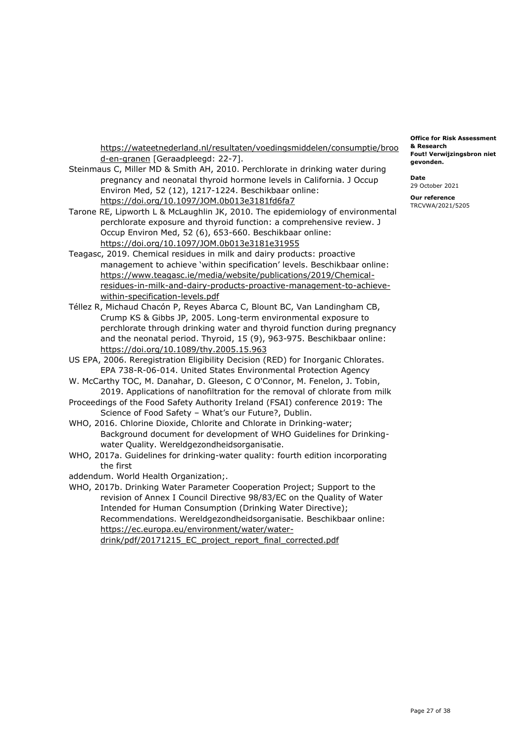https://wateetnederland.nl/resultaten/voedingsmiddelen/consumptie/brood-en-granen [Geraadpleegd: 22-7].

Steinmaus C, Miller MD & Smith AH, 2010. Perchlorate in drinking water during pregnancy and neonatal thyroid hormone levels in California. J Occup Environ Med, 52 (12), 1217-1224. Beschikbaar online: https://doi.org/10.1097/JOM.0b013e3181fd6fa7

Tarone RE, Lipworth L & McLaughlin JK, 2010. The epidemiology of environmental perchlorate exposure and thyroid function: a comprehensive review. J Occup Environ Med, 52 (6), 653-660. Beschikbaar online: https://doi.org/10.1097/JOM.0b013e3181e31955

Teagasc, 2019. Chemical residues in milk and dairy products: proactive management to achieve 'within specification' levels. Beschikbaar online: https://www.teagasc.ie/media/website/publications/2019/Chemical-residues-in-milk-and-dairy-products-proactive-management-to-achieve-within-specification-levels.pdf

Téllez R, Michaud Chacón P, Reyes Abarca C, Blount BC, Van Landingham CB, Crump KS & Gibbs JP, 2005. Long-term environmental exposure to perchlorate through drinking water and thyroid function during pregnancy and the neonatal period. Thyroid, 15 (9), 963-975. Beschikbaar online: https://doi.org/10.1089/thy.2005.15.963

US EPA, 2006. Reregistration Eligibility Decision (RED) for Inorganic Chlorates. EPA 738-R-06-014. United States Environmental Protection Agency

W. McCarthy TOC, M. Danahar, D. Gleeson, C O'Connor, M. Fenelon, J. Tobin, 2019. Applications of nanofiltration for the removal of chlorate from milk

Proceedings of the Food Safety Authority Ireland (FSAI) conference 2019: The Science of Food Safety – What's our Future?, Dublin.

WHO, 2016. Chlorine Dioxide, Chlorite and Chlorate in Drinking-water; Background document for development of WHO Guidelines for Drinking-water Quality. Wereldgezondheidsorganisatie.

WHO, 2017a. Guidelines for drinking-water quality: fourth edition incorporating the first

addendum. World Health Organization;.

WHO, 2017b. Drinking Water Parameter Cooperation Project; Support to the revision of Annex I Council Directive 98/83/EC on the Quality of Water Intended for Human Consumption (Drinking Water Directive); Recommendations. Wereldgezondheidsorganisatie. Beschikbaar online: https://ec.europa.eu/environment/water/water-drink/pdf/20171215_EC_project_report_final_corrected.pdf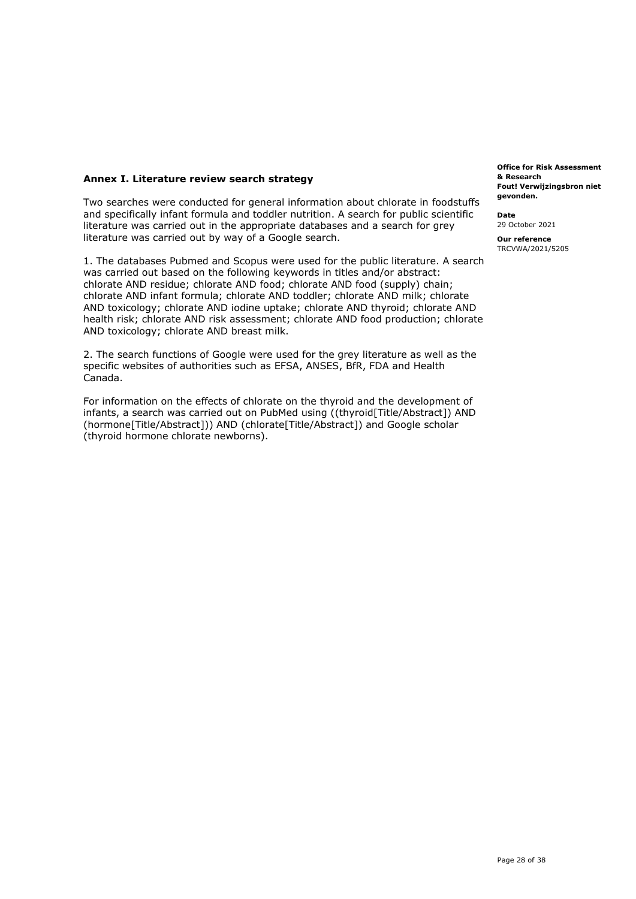## Annex I. Literature review search strategy

Two searches were conducted for general information about chlorate in foodstuffs and specifically infant formula and toddler nutrition. A search for public scientific literature was carried out in the appropriate databases and a search for grey literature was carried out by way of a Google search.

1. The databases Pubmed and Scopus were used for the public literature. A search was carried out based on the following keywords in titles and/or abstract: chlorate AND residue; chlorate AND food; chlorate AND food (supply) chain; chlorate AND infant formula; chlorate AND toddler; chlorate AND milk; chlorate AND toxicology; chlorate AND iodine uptake; chlorate AND thyroid; chlorate AND health risk; chlorate AND risk assessment; chlorate AND food production; chlorate AND toxicology; chlorate AND breast milk.

2. The search functions of Google were used for the grey literature as well as the specific websites of authorities such as EFSA, ANSES, BfR, FDA and Health Canada.

For information on the effects of chlorate on the thyroid and the development of infants, a search was carried out on PubMed using ((thyroid[Title/Abstract]) AND (hormone[Title/Abstract])) AND (chlorate[Title/Abstract]) and Google scholar (thyroid hormone chlorate newborns).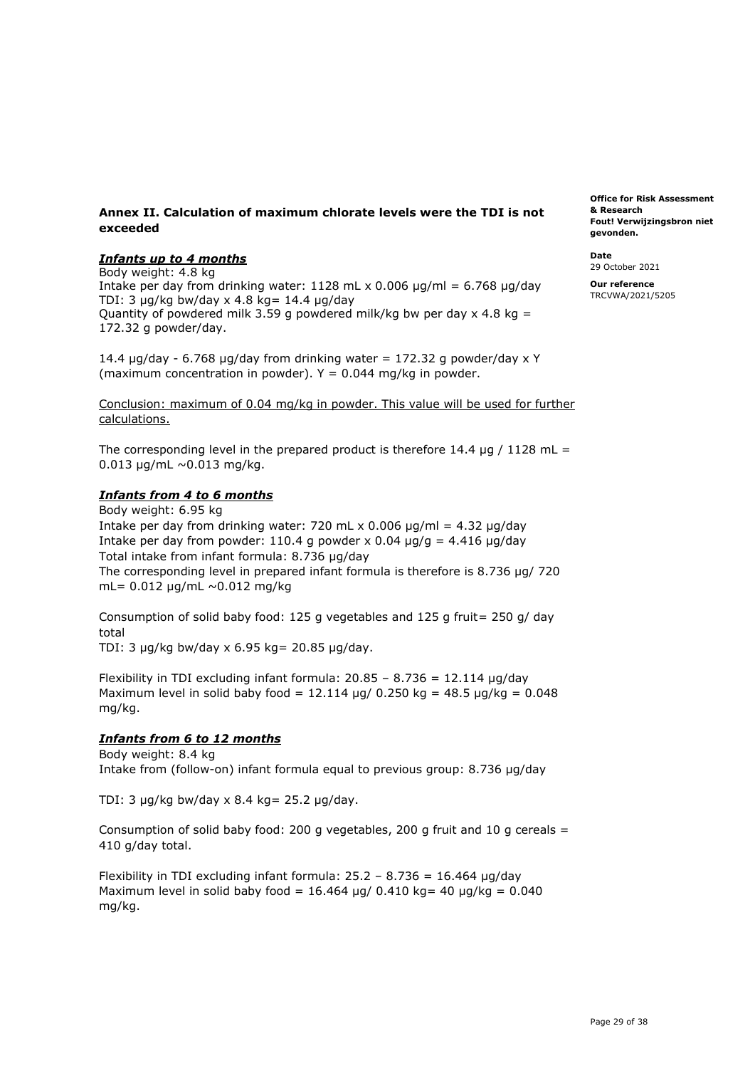## Annex II. Calculation of maximum chlorate levels were the TDI is not exceeded

### *Infants up to 4 months*

Body weight: 4.8 kg
Intake per day from drinking water: 1128 mL x 0.006 µg/ml = 6.768 µg/day
TDI: 3 µg/kg bw/day x 4.8 kg= 14.4 µg/day
Quantity of powdered milk 3.59 g powdered milk/kg bw per day x 4.8 kg = 172.32 g powder/day.

14.4 µg/day - 6.768 µg/day from drinking water = 172.32 g powder/day x Y (maximum concentration in powder). Y = 0.044 mg/kg in powder.

Conclusion: maximum of 0.04 mg/kg in powder. This value will be used for further calculations.

The corresponding level in the prepared product is therefore 14.4 µg / 1128 mL = 0.013 µg/mL ~0.013 mg/kg.

### *Infants from 4 to 6 months*

Body weight: 6.95 kg
Intake per day from drinking water: 720 mL x 0.006 µg/ml = 4.32 µg/day
Intake per day from powder: 110.4 g powder x 0.04 µg/g = 4.416 µg/day
Total intake from infant formula: 8.736 µg/day
The corresponding level in prepared infant formula is therefore is 8.736 µg/ 720 mL= 0.012 µg/mL ~0.012 mg/kg

Consumption of solid baby food: 125 g vegetables and 125 g fruit= 250 g/ day total
TDI: 3 µg/kg bw/day x 6.95 kg= 20.85 µg/day.

Flexibility in TDI excluding infant formula: 20.85 – 8.736 = 12.114 µg/day
Maximum level in solid baby food = 12.114 µg/ 0.250 kg = 48.5 µg/kg = 0.048 mg/kg.

### *Infants from 6 to 12 months*

Body weight: 8.4 kg
Intake from (follow-on) infant formula equal to previous group: 8.736 µg/day

TDI: 3 µg/kg bw/day x 8.4 kg= 25.2 µg/day.

Consumption of solid baby food: 200 g vegetables, 200 g fruit and 10 g cereals = 410 g/day total.

Flexibility in TDI excluding infant formula: 25.2 – 8.736 = 16.464 µg/day
Maximum level in solid baby food = 16.464 µg/ 0.410 kg= 40 µg/kg = 0.040 mg/kg.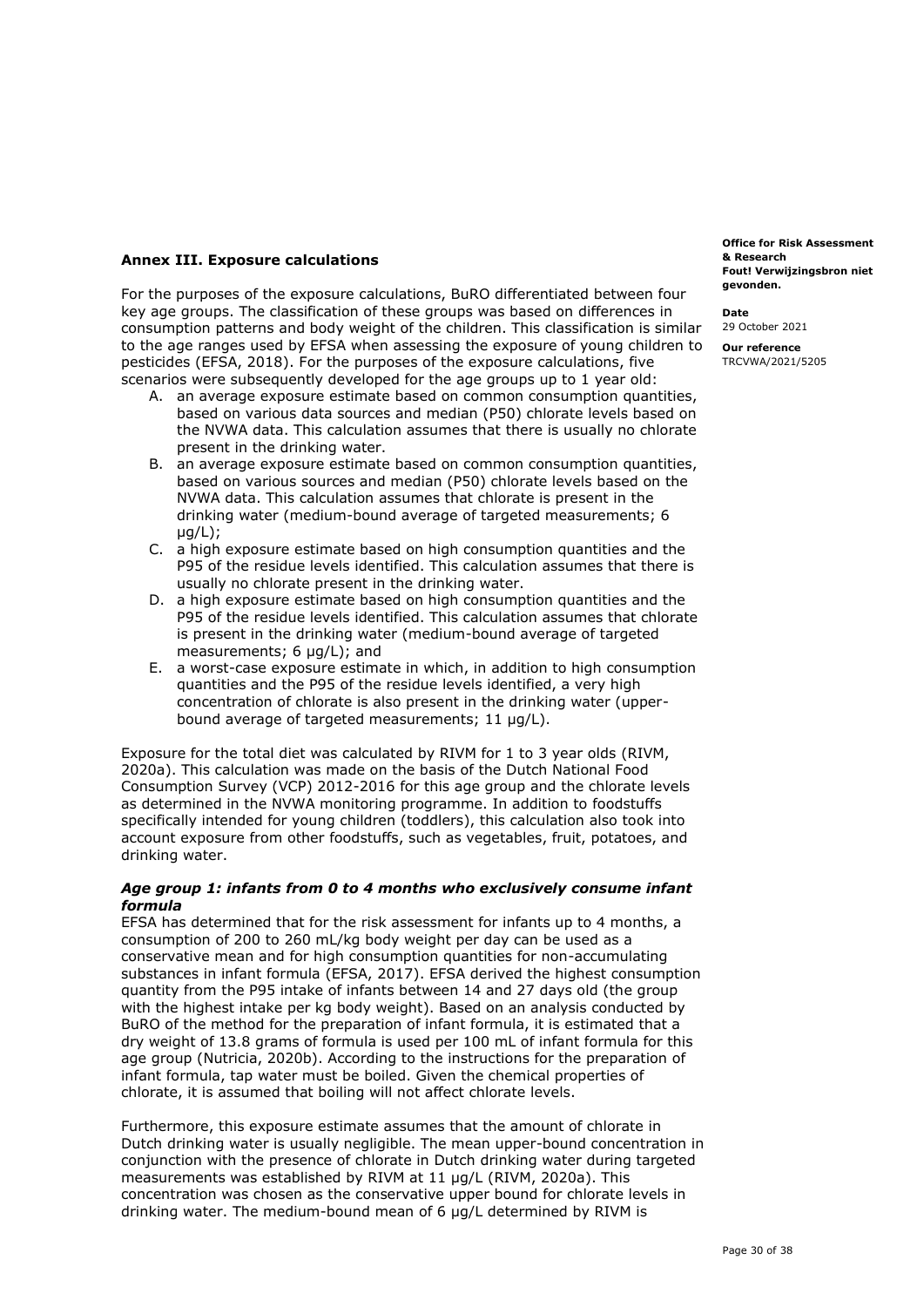## Annex III. Exposure calculations

For the purposes of the exposure calculations, BuRO differentiated between four key age groups. The classification of these groups was based on differences in consumption patterns and body weight of the children. This classification is similar to the age ranges used by EFSA when assessing the exposure of young children to pesticides (EFSA, 2018). For the purposes of the exposure calculations, five scenarios were subsequently developed for the age groups up to 1 year old:

A. an average exposure estimate based on common consumption quantities, based on various data sources and median (P50) chlorate levels based on the NVWA data. This calculation assumes that there is usually no chlorate present in the drinking water.
B. an average exposure estimate based on common consumption quantities, based on various sources and median (P50) chlorate levels based on the NVWA data. This calculation assumes that chlorate is present in the drinking water (medium-bound average of targeted measurements; 6 µg/L);
C. a high exposure estimate based on high consumption quantities and the P95 of the residue levels identified. This calculation assumes that there is usually no chlorate present in the drinking water.
D. a high exposure estimate based on high consumption quantities and the P95 of the residue levels identified. This calculation assumes that chlorate is present in the drinking water (medium-bound average of targeted measurements; 6 µg/L); and
E. a worst-case exposure estimate in which, in addition to high consumption quantities and the P95 of the residue levels identified, a very high concentration of chlorate is also present in the drinking water (upper-bound average of targeted measurements; 11 µg/L).

Exposure for the total diet was calculated by RIVM for 1 to 3 year olds (RIVM, 2020a). This calculation was made on the basis of the Dutch National Food Consumption Survey (VCP) 2012-2016 for this age group and the chlorate levels as determined in the NVWA monitoring programme. In addition to foodstuffs specifically intended for young children (toddlers), this calculation also took into account exposure from other foodstuffs, such as vegetables, fruit, potatoes, and drinking water.

### *Age group 1: infants from 0 to 4 months who exclusively consume infant formula*

EFSA has determined that for the risk assessment for infants up to 4 months, a consumption of 200 to 260 mL/kg body weight per day can be used as a conservative mean and for high consumption quantities for non-accumulating substances in infant formula (EFSA, 2017). EFSA derived the highest consumption quantity from the P95 intake of infants between 14 and 27 days old (the group with the highest intake per kg body weight). Based on an analysis conducted by BuRO of the method for the preparation of infant formula, it is estimated that a dry weight of 13.8 grams of formula is used per 100 mL of infant formula for this age group (Nutricia, 2020b). According to the instructions for the preparation of infant formula, tap water must be boiled. Given the chemical properties of chlorate, it is assumed that boiling will not affect chlorate levels.

Furthermore, this exposure estimate assumes that the amount of chlorate in Dutch drinking water is usually negligible. The mean upper-bound concentration in conjunction with the presence of chlorate in Dutch drinking water during targeted measurements was established by RIVM at 11 µg/L (RIVM, 2020a). This concentration was chosen as the conservative upper bound for chlorate levels in drinking water. The medium-bound mean of 6 µg/L determined by RIVM is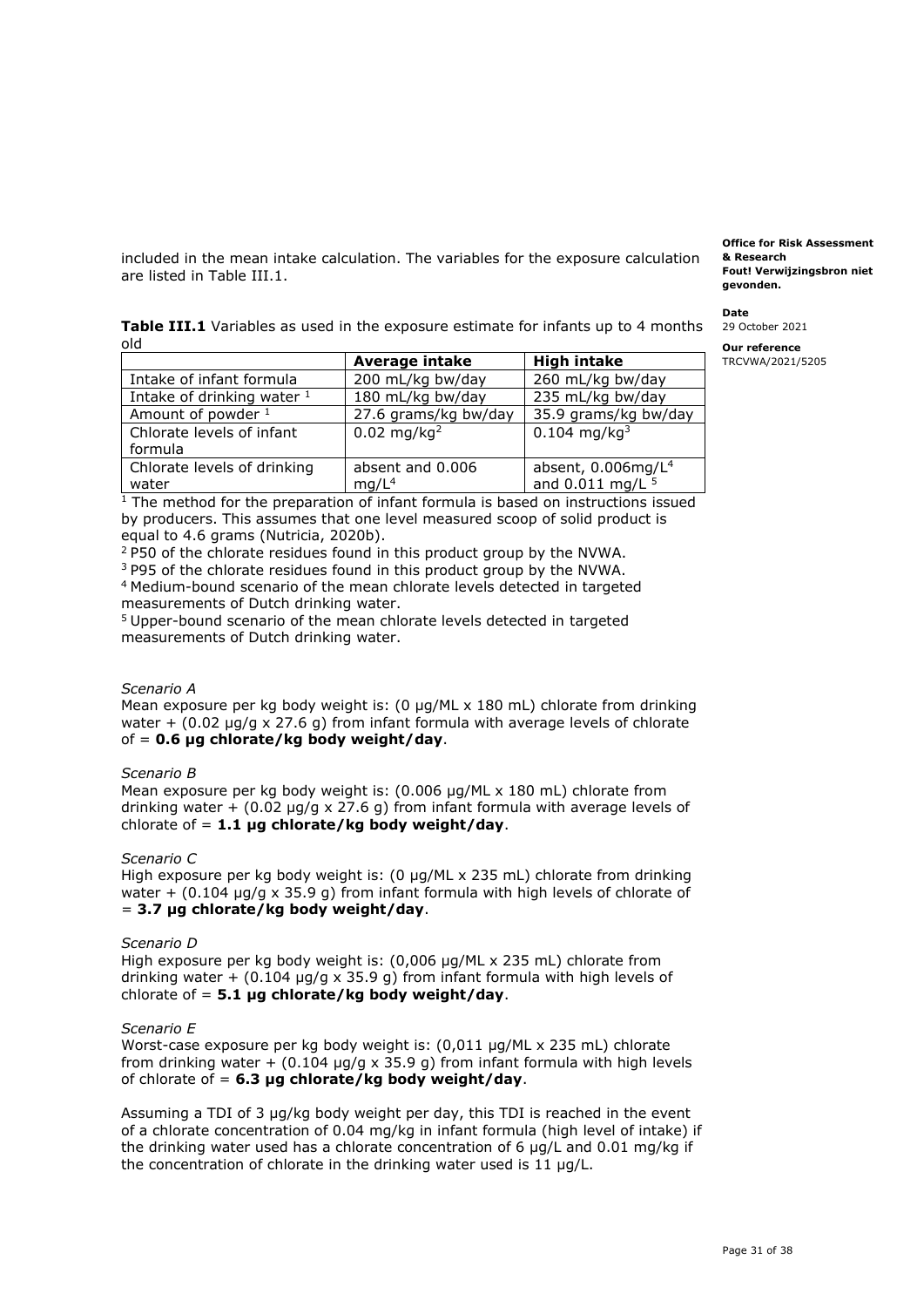included in the mean intake calculation. The variables for the exposure calculation are listed in Table III.1.

**Table III.1** Variables as used in the exposure estimate for infants up to 4 months old

| | **Average intake** | **High intake** |
|---|---|---|
| Intake of infant formula | 200 mL/kg bw/day | 260 mL/kg bw/day |
| Intake of drinking water [1] | 180 mL/kg bw/day | 235 mL/kg bw/day |
| Amount of powder [1] | 27.6 grams/kg bw/day | 35.9 grams/kg bw/day |
| Chlorate levels of infant formula | 0.02 mg/kg[2] | 0.104 mg/kg[3] |
| Chlorate levels of drinking water | absent and 0.006 mg/L[4] | absent, 0.006mg/L[4] and 0.011 mg/L [5] |

[1] The method for the preparation of infant formula is based on instructions issued by producers. This assumes that one level measured scoop of solid product is equal to 4.6 grams (Nutricia, 2020b).
[2] P50 of the chlorate residues found in this product group by the NVWA.
[3] P95 of the chlorate residues found in this product group by the NVWA.
[4] Medium-bound scenario of the mean chlorate levels detected in targeted measurements of Dutch drinking water.
[5] Upper-bound scenario of the mean chlorate levels detected in targeted measurements of Dutch drinking water.

*Scenario A*
Mean exposure per kg body weight is: (0 µg/ML x 180 mL) chlorate from drinking water + (0.02 µg/g x 27.6 g) from infant formula with average levels of chlorate of = **0.6 µg chlorate/kg body weight/day**.

*Scenario B*
Mean exposure per kg body weight is: (0.006 µg/ML x 180 mL) chlorate from drinking water + (0.02 µg/g x 27.6 g) from infant formula with average levels of chlorate of = **1.1 µg chlorate/kg body weight/day**.

*Scenario C*
High exposure per kg body weight is: (0 µg/ML x 235 mL) chlorate from drinking water + (0.104 µg/g x 35.9 g) from infant formula with high levels of chlorate of = **3.7 µg chlorate/kg body weight/day**.

*Scenario D*
High exposure per kg body weight is: (0,006 µg/ML x 235 mL) chlorate from drinking water + (0.104 µg/g x 35.9 g) from infant formula with high levels of chlorate of = **5.1 µg chlorate/kg body weight/day**.

*Scenario E*
Worst-case exposure per kg body weight is: (0,011 µg/ML x 235 mL) chlorate from drinking water + (0.104 µg/g x 35.9 g) from infant formula with high levels of chlorate of = **6.3 µg chlorate/kg body weight/day**.

Assuming a TDI of 3 µg/kg body weight per day, this TDI is reached in the event of a chlorate concentration of 0.04 mg/kg in infant formula (high level of intake) if the drinking water used has a chlorate concentration of 6 µg/L and 0.01 mg/kg if the concentration of chlorate in the drinking water used is 11 µg/L.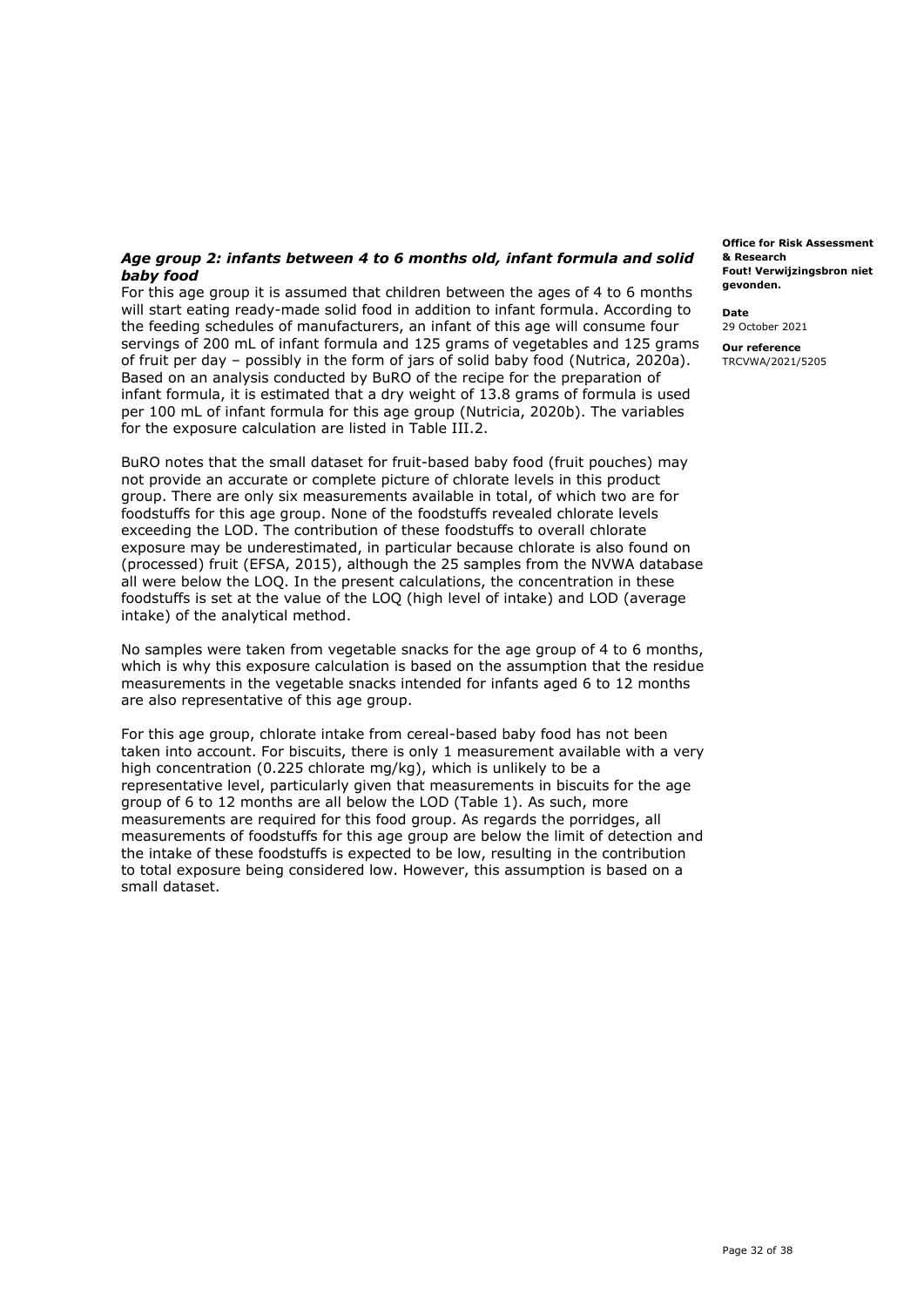### *Age group 2: infants between 4 to 6 months old, infant formula and solid baby food*

For this age group it is assumed that children between the ages of 4 to 6 months will start eating ready-made solid food in addition to infant formula. According to the feeding schedules of manufacturers, an infant of this age will consume four servings of 200 mL of infant formula and 125 grams of vegetables and 125 grams of fruit per day – possibly in the form of jars of solid baby food (Nutrica, 2020a). Based on an analysis conducted by BuRO of the recipe for the preparation of infant formula, it is estimated that a dry weight of 13.8 grams of formula is used per 100 mL of infant formula for this age group (Nutricia, 2020b). The variables for the exposure calculation are listed in Table III.2.

BuRO notes that the small dataset for fruit-based baby food (fruit pouches) may not provide an accurate or complete picture of chlorate levels in this product group. There are only six measurements available in total, of which two are for foodstuffs for this age group. None of the foodstuffs revealed chlorate levels exceeding the LOD. The contribution of these foodstuffs to overall chlorate exposure may be underestimated, in particular because chlorate is also found on (processed) fruit (EFSA, 2015), although the 25 samples from the NVWA database all were below the LOQ. In the present calculations, the concentration in these foodstuffs is set at the value of the LOQ (high level of intake) and LOD (average intake) of the analytical method.

No samples were taken from vegetable snacks for the age group of 4 to 6 months, which is why this exposure calculation is based on the assumption that the residue measurements in the vegetable snacks intended for infants aged 6 to 12 months are also representative of this age group.

For this age group, chlorate intake from cereal-based baby food has not been taken into account. For biscuits, there is only 1 measurement available with a very high concentration (0.225 chlorate mg/kg), which is unlikely to be a representative level, particularly given that measurements in biscuits for the age group of 6 to 12 months are all below the LOD (Table 1). As such, more measurements are required for this food group. As regards the porridges, all measurements of foodstuffs for this age group are below the limit of detection and the intake of these foodstuffs is expected to be low, resulting in the contribution to total exposure being considered low. However, this assumption is based on a small dataset.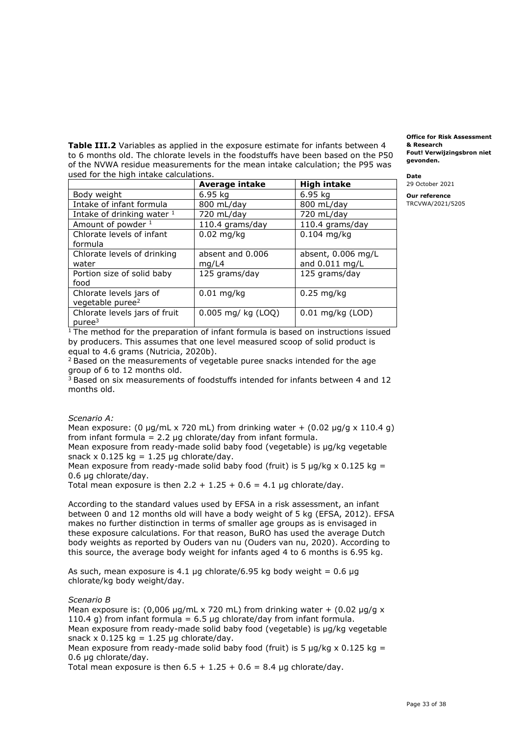**Table III.2** Variables as applied in the exposure estimate for infants between 4 to 6 months old. The chlorate levels in the foodstuffs have been based on the P50 of the NVWA residue measurements for the mean intake calculation; the P95 was used for the high intake calculations.

| | **Average intake** | **High intake** |
|---|---|---|
| Body weight | 6.95 kg | 6.95 kg |
| Intake of infant formula | 800 mL/day | 800 mL/day |
| Intake of drinking water [1] | 720 mL/day | 720 mL/day |
| Amount of powder [1] | 110.4 grams/day | 110.4 grams/day |
| Chlorate levels of infant formula | 0.02 mg/kg | 0.104 mg/kg |
| Chlorate levels of drinking water | absent and 0.006 mg/L4 | absent, 0.006 mg/L and 0.011 mg/L |
| Portion size of solid baby food | 125 grams/day | 125 grams/day |
| Chlorate levels jars of vegetable puree[2] | 0.01 mg/kg | 0.25 mg/kg |
| Chlorate levels jars of fruit puree[3] | 0.005 mg/ kg (LOQ) | 0.01 mg/kg (LOD) |

[1] The method for the preparation of infant formula is based on instructions issued by producers. This assumes that one level measured scoop of solid product is equal to 4.6 grams (Nutricia, 2020b).
[2] Based on the measurements of vegetable puree snacks intended for the age group of 6 to 12 months old.
[3] Based on six measurements of foodstuffs intended for infants between 4 and 12 months old.

*Scenario A:*
Mean exposure: (0 µg/mL x 720 mL) from drinking water + (0.02 µg/g x 110.4 g) from infant formula = 2.2 µg chlorate/day from infant formula.
Mean exposure from ready-made solid baby food (vegetable) is µg/kg vegetable snack x 0.125 kg = 1.25 µg chlorate/day.
Mean exposure from ready-made solid baby food (fruit) is 5 µg/kg x 0.125 kg = 0.6 µg chlorate/day.
Total mean exposure is then 2.2 + 1.25 + 0.6 = 4.1 µg chlorate/day.

According to the standard values used by EFSA in a risk assessment, an infant between 0 and 12 months old will have a body weight of 5 kg (EFSA, 2012). EFSA makes no further distinction in terms of smaller age groups as is envisaged in these exposure calculations. For that reason, BuRO has used the average Dutch body weights as reported by Ouders van nu (Ouders van nu, 2020). According to this source, the average body weight for infants aged 4 to 6 months is 6.95 kg.

As such, mean exposure is 4.1 µg chlorate/6.95 kg body weight = 0.6 µg chlorate/kg body weight/day.

*Scenario B*
Mean exposure is: (0,006 µg/mL x 720 mL) from drinking water + (0.02 µg/g x 110.4 g) from infant formula = 6.5 µg chlorate/day from infant formula.
Mean exposure from ready-made solid baby food (vegetable) is µg/kg vegetable snack x 0.125 kg = 1.25 µg chlorate/day.
Mean exposure from ready-made solid baby food (fruit) is 5 µg/kg x 0.125 kg = 0.6 µg chlorate/day.
Total mean exposure is then 6.5 + 1.25 + 0.6 = 8.4 µg chlorate/day.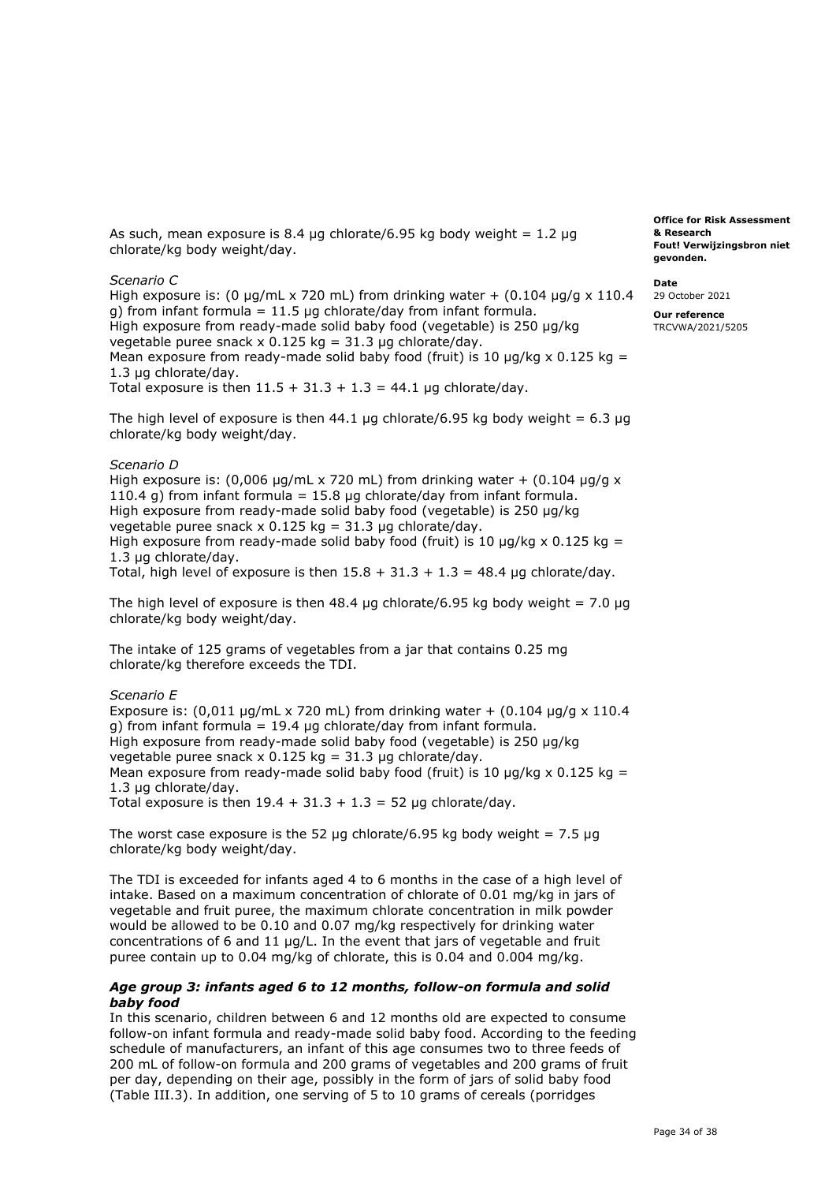As such, mean exposure is 8.4 µg chlorate/6.95 kg body weight = 1.2 µg chlorate/kg body weight/day.

*Scenario C*

High exposure is: (0 µg/mL x 720 mL) from drinking water + (0.104 µg/g x 110.4 g) from infant formula = 11.5 µg chlorate/day from infant formula.
High exposure from ready-made solid baby food (vegetable) is 250 µg/kg vegetable puree snack x 0.125 kg = 31.3 µg chlorate/day.
Mean exposure from ready-made solid baby food (fruit) is 10 µg/kg x 0.125 kg = 1.3 µg chlorate/day.
Total exposure is then 11.5 + 31.3 + 1.3 = 44.1 µg chlorate/day.

The high level of exposure is then 44.1 µg chlorate/6.95 kg body weight = 6.3 µg chlorate/kg body weight/day.

*Scenario D*

High exposure is: (0,006 µg/mL x 720 mL) from drinking water + (0.104 µg/g x 110.4 g) from infant formula = 15.8 µg chlorate/day from infant formula.
High exposure from ready-made solid baby food (vegetable) is 250 µg/kg vegetable puree snack x 0.125 kg = 31.3 µg chlorate/day.
High exposure from ready-made solid baby food (fruit) is 10 µg/kg x 0.125 kg = 1.3 µg chlorate/day.
Total, high level of exposure is then 15.8 + 31.3 + 1.3 = 48.4 µg chlorate/day.

The high level of exposure is then 48.4 µg chlorate/6.95 kg body weight = 7.0 µg chlorate/kg body weight/day.

The intake of 125 grams of vegetables from a jar that contains 0.25 mg chlorate/kg therefore exceeds the TDI.

*Scenario E*

Exposure is: (0,011 µg/mL x 720 mL) from drinking water + (0.104 µg/g x 110.4 g) from infant formula = 19.4 µg chlorate/day from infant formula.
High exposure from ready-made solid baby food (vegetable) is 250 µg/kg vegetable puree snack x 0.125 kg = 31.3 µg chlorate/day.
Mean exposure from ready-made solid baby food (fruit) is 10 µg/kg x 0.125 kg = 1.3 µg chlorate/day.
Total exposure is then 19.4 + 31.3 + 1.3 = 52 µg chlorate/day.

The worst case exposure is the 52 µg chlorate/6.95 kg body weight = 7.5 µg chlorate/kg body weight/day.

The TDI is exceeded for infants aged 4 to 6 months in the case of a high level of intake. Based on a maximum concentration of chlorate of 0.01 mg/kg in jars of vegetable and fruit puree, the maximum chlorate concentration in milk powder would be allowed to be 0.10 and 0.07 mg/kg respectively for drinking water concentrations of 6 and 11 µg/L. In the event that jars of vegetable and fruit puree contain up to 0.04 mg/kg of chlorate, this is 0.04 and 0.004 mg/kg.

### *Age group 3: infants aged 6 to 12 months, follow-on formula and solid baby food*

In this scenario, children between 6 and 12 months old are expected to consume follow-on infant formula and ready-made solid baby food. According to the feeding schedule of manufacturers, an infant of this age consumes two to three feeds of 200 mL of follow-on formula and 200 grams of vegetables and 200 grams of fruit per day, depending on their age, possibly in the form of jars of solid baby food (Table III.3). In addition, one serving of 5 to 10 grams of cereals (porridges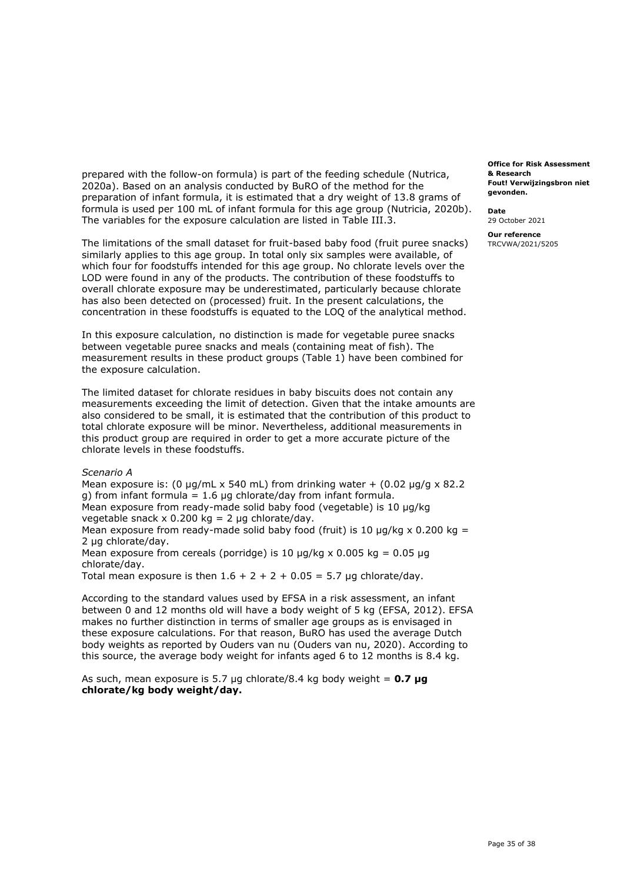prepared with the follow-on formula) is part of the feeding schedule (Nutrica, 2020a). Based on an analysis conducted by BuRO of the method for the preparation of infant formula, it is estimated that a dry weight of 13.8 grams of formula is used per 100 mL of infant formula for this age group (Nutricia, 2020b). The variables for the exposure calculation are listed in Table III.3.

The limitations of the small dataset for fruit-based baby food (fruit puree snacks) similarly applies to this age group. In total only six samples were available, of which four for foodstuffs intended for this age group. No chlorate levels over the LOD were found in any of the products. The contribution of these foodstuffs to overall chlorate exposure may be underestimated, particularly because chlorate has also been detected on (processed) fruit. In the present calculations, the concentration in these foodstuffs is equated to the LOQ of the analytical method.

In this exposure calculation, no distinction is made for vegetable puree snacks between vegetable puree snacks and meals (containing meat of fish). The measurement results in these product groups (Table 1) have been combined for the exposure calculation.

The limited dataset for chlorate residues in baby biscuits does not contain any measurements exceeding the limit of detection. Given that the intake amounts are also considered to be small, it is estimated that the contribution of this product to total chlorate exposure will be minor. Nevertheless, additional measurements in this product group are required in order to get a more accurate picture of the chlorate levels in these foodstuffs.

*Scenario A*

Mean exposure is: (0 µg/mL x 540 mL) from drinking water + (0.02 µg/g x 82.2 g) from infant formula = 1.6 µg chlorate/day from infant formula.
Mean exposure from ready-made solid baby food (vegetable) is 10 µg/kg vegetable snack x 0.200 kg = 2 µg chlorate/day.
Mean exposure from ready-made solid baby food (fruit) is 10 µg/kg x 0.200 kg = 2 µg chlorate/day.
Mean exposure from cereals (porridge) is 10 µg/kg x 0.005 kg = 0.05 µg chlorate/day.
Total mean exposure is then 1.6 + 2 + 2 + 0.05 = 5.7 µg chlorate/day.

According to the standard values used by EFSA in a risk assessment, an infant between 0 and 12 months old will have a body weight of 5 kg (EFSA, 2012). EFSA makes no further distinction in terms of smaller age groups as is envisaged in these exposure calculations. For that reason, BuRO has used the average Dutch body weights as reported by Ouders van nu (Ouders van nu, 2020). According to this source, the average body weight for infants aged 6 to 12 months is 8.4 kg.

As such, mean exposure is 5.7 µg chlorate/8.4 kg body weight = **0.7 µg chlorate/kg body weight/day.**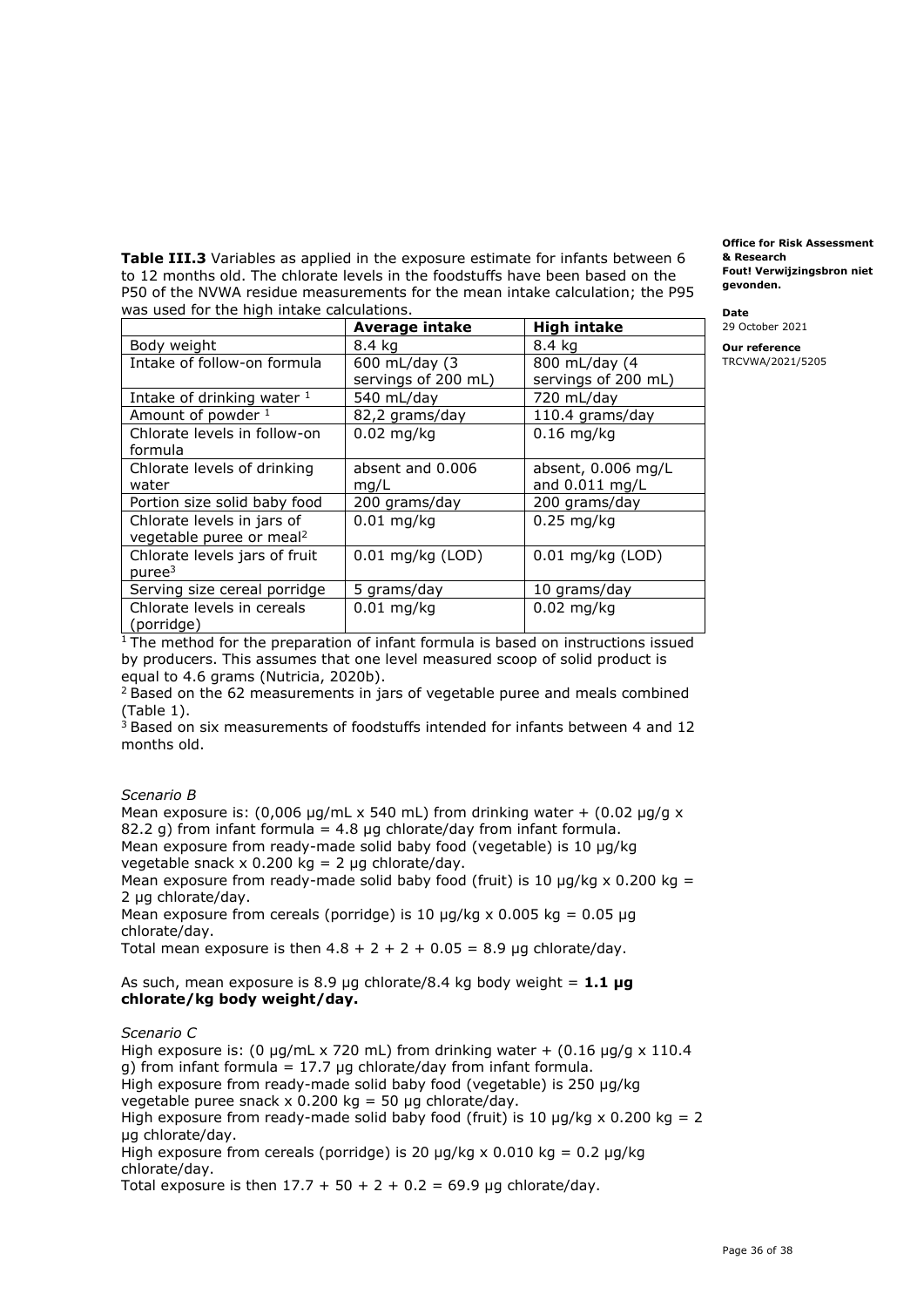**Table III.3** Variables as applied in the exposure estimate for infants between 6 to 12 months old. The chlorate levels in the foodstuffs have been based on the P50 of the NVWA residue measurements for the mean intake calculation; the P95 was used for the high intake calculations.

| | Average intake | High intake |
|---|---|---|
| Body weight | 8.4 kg | 8.4 kg |
| Intake of follow-on formula | 600 mL/day (3 servings of 200 mL) | 800 mL/day (4 servings of 200 mL) |
| Intake of drinking water [1] | 540 mL/day | 720 mL/day |
| Amount of powder [1] | 82,2 grams/day | 110.4 grams/day |
| Chlorate levels in follow-on formula | 0.02 mg/kg | 0.16 mg/kg |
| Chlorate levels of drinking water | absent and 0.006 mg/L | absent, 0.006 mg/L and 0.011 mg/L |
| Portion size solid baby food | 200 grams/day | 200 grams/day |
| Chlorate levels in jars of vegetable puree or meal[2] | 0.01 mg/kg | 0.25 mg/kg |
| Chlorate levels jars of fruit puree[3] | 0.01 mg/kg (LOD) | 0.01 mg/kg (LOD) |
| Serving size cereal porridge | 5 grams/day | 10 grams/day |
| Chlorate levels in cereals (porridge) | 0.01 mg/kg | 0.02 mg/kg |

[1] The method for the preparation of infant formula is based on instructions issued by producers. This assumes that one level measured scoop of solid product is equal to 4.6 grams (Nutricia, 2020b).

[2] Based on the 62 measurements in jars of vegetable puree and meals combined (Table 1).

[3] Based on six measurements of foodstuffs intended for infants between 4 and 12 months old.

*Scenario B*

Mean exposure is: (0,006 µg/mL x 540 mL) from drinking water + (0.02 µg/g x 82.2 g) from infant formula = 4.8 µg chlorate/day from infant formula.
Mean exposure from ready-made solid baby food (vegetable) is 10 µg/kg vegetable snack x 0.200 kg = 2 µg chlorate/day.
Mean exposure from ready-made solid baby food (fruit) is 10 µg/kg x 0.200 kg = 2 µg chlorate/day.
Mean exposure from cereals (porridge) is 10 µg/kg x 0.005 kg = 0.05 µg chlorate/day.
Total mean exposure is then 4.8 + 2 + 2 + 0.05 = 8.9 µg chlorate/day.

As such, mean exposure is 8.9 µg chlorate/8.4 kg body weight = **1.1 µg chlorate/kg body weight/day.**

*Scenario C*

High exposure is: (0 µg/mL x 720 mL) from drinking water + (0.16 µg/g x 110.4 g) from infant formula = 17.7 µg chlorate/day from infant formula.
High exposure from ready-made solid baby food (vegetable) is 250 µg/kg vegetable puree snack x 0.200 kg = 50 µg chlorate/day.
High exposure from ready-made solid baby food (fruit) is 10 µg/kg x 0.200 kg = 2 µg chlorate/day.
High exposure from cereals (porridge) is 20 µg/kg x 0.010 kg = 0.2 µg/kg chlorate/day.
Total exposure is then 17.7 + 50 + 2 + 0.2 = 69.9 µg chlorate/day.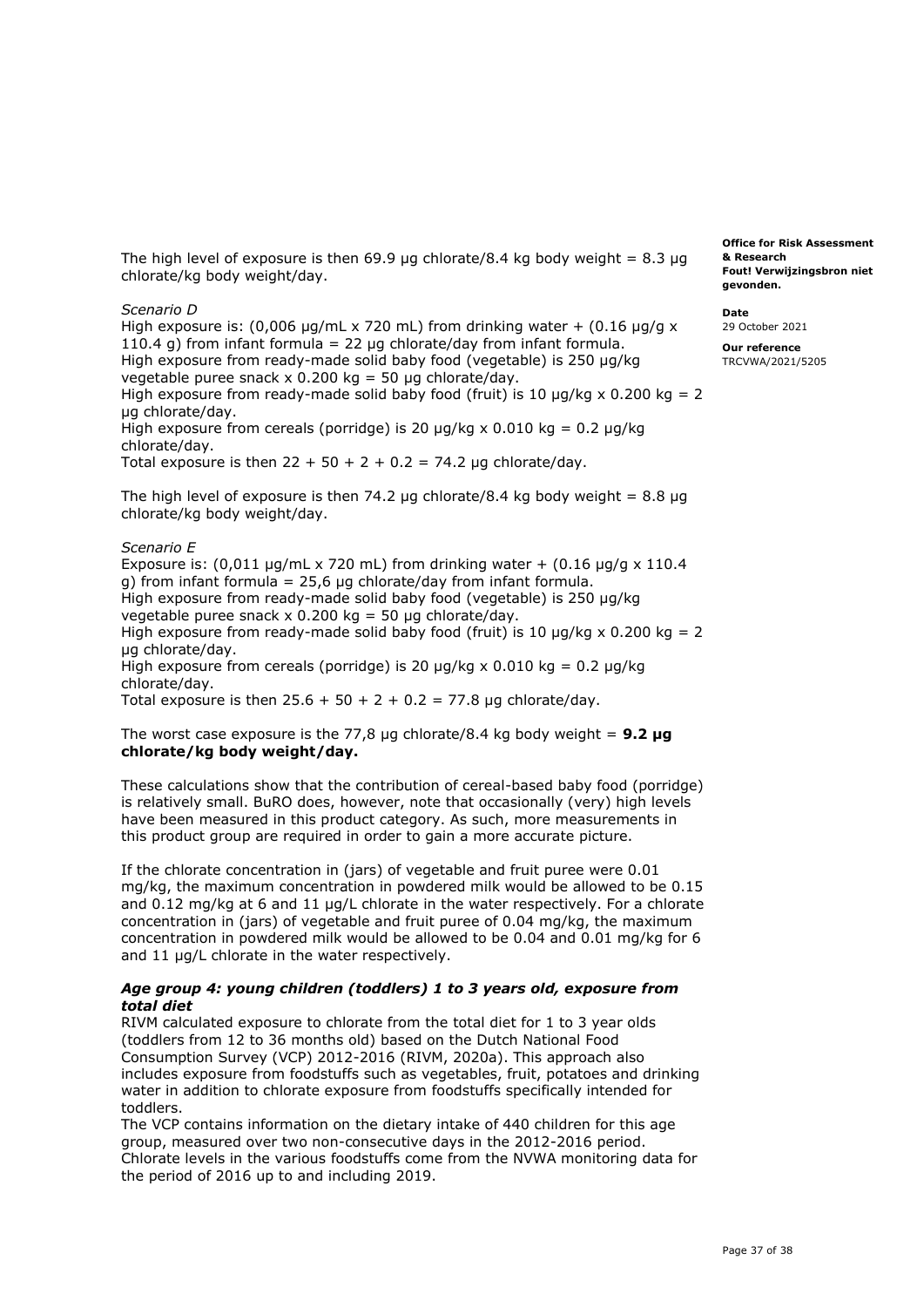The high level of exposure is then 69.9 µg chlorate/8.4 kg body weight = 8.3 µg chlorate/kg body weight/day.

*Scenario D*

High exposure is: (0,006 µg/mL x 720 mL) from drinking water + (0.16 µg/g x 110.4 g) from infant formula = 22 µg chlorate/day from infant formula.
High exposure from ready-made solid baby food (vegetable) is 250 µg/kg vegetable puree snack x 0.200 kg = 50 µg chlorate/day.
High exposure from ready-made solid baby food (fruit) is 10 µg/kg x 0.200 kg = 2 µg chlorate/day.
High exposure from cereals (porridge) is 20 µg/kg x 0.010 kg = 0.2 µg/kg chlorate/day.
Total exposure is then 22 + 50 + 2 + 0.2 = 74.2 µg chlorate/day.

The high level of exposure is then 74.2 µg chlorate/8.4 kg body weight = 8.8 µg chlorate/kg body weight/day.

*Scenario E*

Exposure is: (0,011 µg/mL x 720 mL) from drinking water + (0.16 µg/g x 110.4 g) from infant formula = 25,6 µg chlorate/day from infant formula.
High exposure from ready-made solid baby food (vegetable) is 250 µg/kg vegetable puree snack x 0.200 kg = 50 µg chlorate/day.
High exposure from ready-made solid baby food (fruit) is 10 µg/kg x 0.200 kg = 2 µg chlorate/day.
High exposure from cereals (porridge) is 20 µg/kg x 0.010 kg = 0.2 µg/kg chlorate/day.
Total exposure is then 25.6 + 50 + 2 + 0.2 = 77.8 µg chlorate/day.

The worst case exposure is the 77,8 µg chlorate/8.4 kg body weight = **9.2 µg chlorate/kg body weight/day.**

These calculations show that the contribution of cereal-based baby food (porridge) is relatively small. BuRO does, however, note that occasionally (very) high levels have been measured in this product category. As such, more measurements in this product group are required in order to gain a more accurate picture.

If the chlorate concentration in (jars) of vegetable and fruit puree were 0.01 mg/kg, the maximum concentration in powdered milk would be allowed to be 0.15 and 0.12 mg/kg at 6 and 11 µg/L chlorate in the water respectively. For a chlorate concentration in (jars) of vegetable and fruit puree of 0.04 mg/kg, the maximum concentration in powdered milk would be allowed to be 0.04 and 0.01 mg/kg for 6 and 11 µg/L chlorate in the water respectively.

### *Age group 4: young children (toddlers) 1 to 3 years old, exposure from total diet*

RIVM calculated exposure to chlorate from the total diet for 1 to 3 year olds (toddlers from 12 to 36 months old) based on the Dutch National Food Consumption Survey (VCP) 2012-2016 (RIVM, 2020a). This approach also includes exposure from foodstuffs such as vegetables, fruit, potatoes and drinking water in addition to chlorate exposure from foodstuffs specifically intended for toddlers.
The VCP contains information on the dietary intake of 440 children for this age group, measured over two non-consecutive days in the 2012-2016 period. Chlorate levels in the various foodstuffs come from the NVWA monitoring data for the period of 2016 up to and including 2019.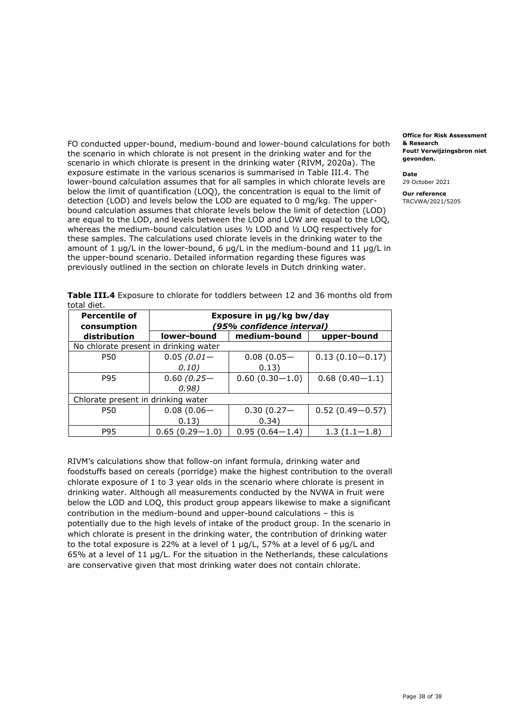FO conducted upper-bound, medium-bound and lower-bound calculations for both the scenario in which chlorate is not present in the drinking water and for the scenario in which chlorate is present in the drinking water (RIVM, 2020a). The exposure estimate in the various scenarios is summarised in Table III.4. The lower-bound calculation assumes that for all samples in which chlorate levels are below the limit of quantification (LOQ), the concentration is equal to the limit of detection (LOD) and levels below the LOD are equated to 0 mg/kg. The upper-bound calculation assumes that chlorate levels below the limit of detection (LOD) are equal to the LOD, and levels between the LOD and LOW are equal to the LOQ, whereas the medium-bound calculation uses ½ LOD and ½ LOQ respectively for these samples. The calculations used chlorate levels in the drinking water to the amount of 1 µg/L in the lower-bound, 6 µg/L in the medium-bound and 11 µg/L in the upper-bound scenario. Detailed information regarding these figures was previously outlined in the section on chlorate levels in Dutch drinking water.

**Table III.4** Exposure to chlorate for toddlers between 12 and 36 months old from total diet.

| Percentile of consumption distribution | Exposure in µg/kg bw/day *(95% confidence interval)* | | |
|---|---|---|---|
| | **lower-bound** | **medium-bound** | **upper-bound** |
| No chlorate present in drinking water | | | |
| P50 | 0.05 *(0.01—0.10)* | 0.08 (0.05—0.13) | 0.13 (0.10—0.17) |
| P95 | 0.60 *(0.25—0.98)* | 0.60 (0.30—1.0) | 0.68 (0.40—1.1) |
| Chlorate present in drinking water | | | |
| P50 | 0.08 (0.06—0.13) | 0.30 (0.27—0.34) | 0.52 (0.49—0.57) |
| P95 | 0.65 (0.29—1.0) | 0.95 (0.64—1.4) | 1.3 (1.1—1.8) |

RIVM's calculations show that follow-on infant formula, drinking water and foodstuffs based on cereals (porridge) make the highest contribution to the overall chlorate exposure of 1 to 3 year olds in the scenario where chlorate is present in drinking water. Although all measurements conducted by the NVWA in fruit were below the LOD and LOQ, this product group appears likewise to make a significant contribution in the medium-bound and upper-bound calculations – this is potentially due to the high levels of intake of the product group. In the scenario in which chlorate is present in the drinking water, the contribution of drinking water to the total exposure is 22% at a level of 1 µg/L, 57% at a level of 6 µg/L and 65% at a level of 11 µg/L. For the situation in the Netherlands, these calculations are conservative given that most drinking water does not contain chlorate.